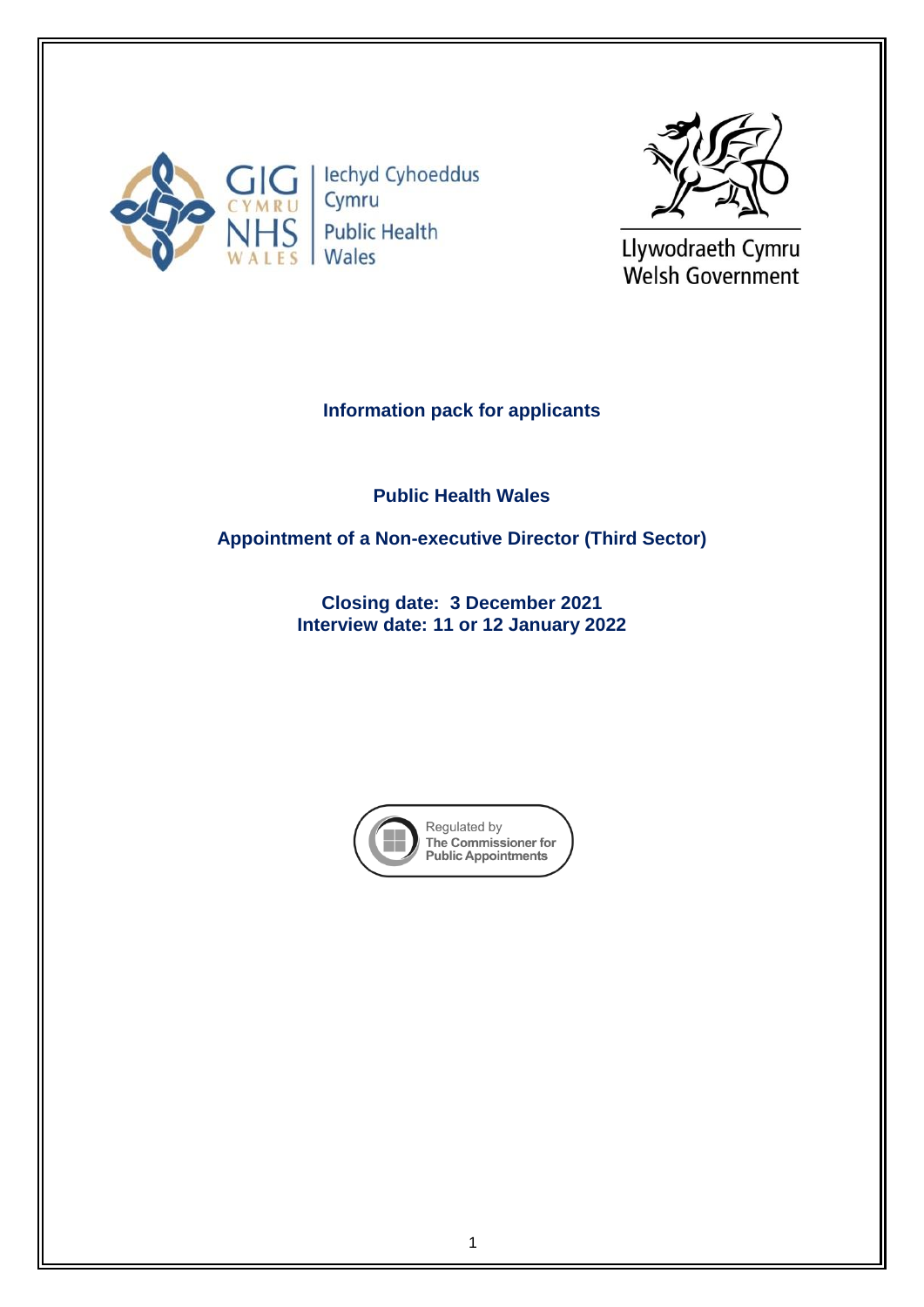Iechyd Cyhoeddus Cymru
Public Health Wales

Llywodraeth Cymru
Welsh Government

**Information pack for applicants**

**Public Health Wales**

**Appointment of a Non-executive Director (Third Sector)**

**Closing date: 3 December 2021**
**Interview date: 11 or 12 January 2022**

Regulated by The Commissioner for Public Appointments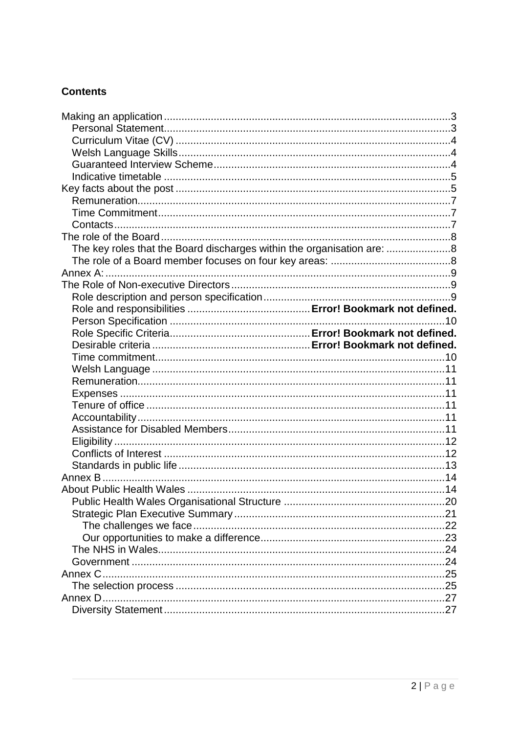## Contents

Making an application ........................................................................................ 3
- Personal Statement ........................................................................................ 3
- Curriculum Vitae (CV) .................................................................................... 4
- Welsh Language Skills .................................................................................... 4
- Guaranteed Interview Scheme ......................................................................... 4
- Indicative timetable ......................................................................................... 5

Key facts about the post ..................................................................................... 5
- Remuneration .................................................................................................. 7
- Time Commitment ........................................................................................... 7
- Contacts .......................................................................................................... 7

The role of the Board .......................................................................................... 8
- The key roles that the Board discharges within the organisation are: ...................... 8
- The role of a Board member focuses on four key areas: ........................................ 8

Annex A: ............................................................................................................ 9

The Role of Non-executive Directors ................................................................... 9
- Role description and person specification ........................................................ 9
- Role and responsibilities ......................................... **Error! Bookmark not defined.**
- Person Specification ...................................................................................... 10
- Role Specific Criteria ............................................... **Error! Bookmark not defined.**
- Desirable criteria ..................................................... **Error! Bookmark not defined.**
- Time commitment .......................................................................................... 10
- Welsh Language ............................................................................................ 11
- Remuneration ................................................................................................ 11
- Expenses ....................................................................................................... 11
- Tenure of office ............................................................................................. 11
- Accountability ................................................................................................ 11
- Assistance for Disabled Members .................................................................. 11
- Eligibility ........................................................................................................ 12
- Conflicts of Interest ........................................................................................ 12
- Standards in public life ................................................................................... 13

Annex B ............................................................................................................ 14

About Public Health Wales ................................................................................ 14
- Public Health Wales Organisational Structure ................................................. 20
- Strategic Plan Executive Summary ................................................................. 21
  - The challenges we face ............................................................................. 22
  - Our opportunities to make a difference ...................................................... 23
- The NHS in Wales .......................................................................................... 24
- Government ................................................................................................... 24

Annex C ............................................................................................................ 25
- The selection process .................................................................................... 25

Annex D ............................................................................................................ 27
- Diversity Statement ........................................................................................ 27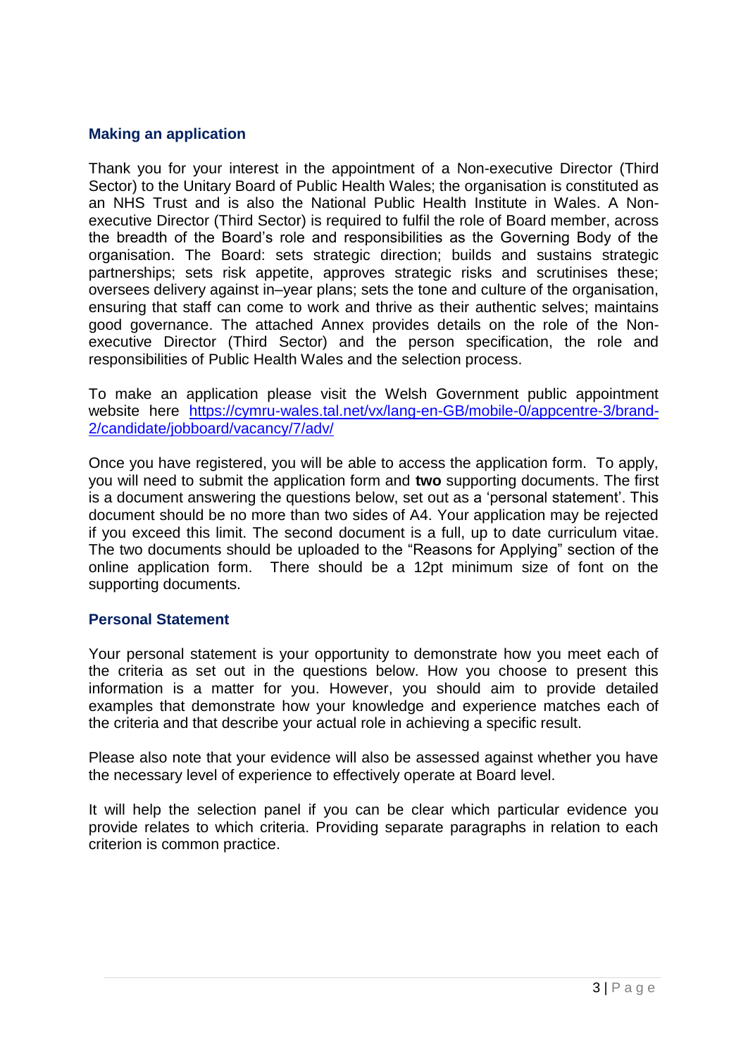## Making an application

Thank you for your interest in the appointment of a Non-executive Director (Third Sector) to the Unitary Board of Public Health Wales; the organisation is constituted as an NHS Trust and is also the National Public Health Institute in Wales. A Non-executive Director (Third Sector) is required to fulfil the role of Board member, across the breadth of the Board's role and responsibilities as the Governing Body of the organisation. The Board: sets strategic direction; builds and sustains strategic partnerships; sets risk appetite, approves strategic risks and scrutinises these; oversees delivery against in–year plans; sets the tone and culture of the organisation, ensuring that staff can come to work and thrive as their authentic selves; maintains good governance. The attached Annex provides details on the role of the Non-executive Director (Third Sector) and the person specification, the role and responsibilities of Public Health Wales and the selection process.

To make an application please visit the Welsh Government public appointment website here [https://cymru-wales.tal.net/vx/lang-en-GB/mobile-0/appcentre-3/brand-2/candidate/jobboard/vacancy/7/adv/](https://cymru-wales.tal.net/vx/lang-en-GB/mobile-0/appcentre-3/brand-2/candidate/jobboard/vacancy/7/adv/)

Once you have registered, you will be able to access the application form. To apply, you will need to submit the application form and **two** supporting documents. The first is a document answering the questions below, set out as a 'personal statement'. This document should be no more than two sides of A4. Your application may be rejected if you exceed this limit. The second document is a full, up to date curriculum vitae. The two documents should be uploaded to the "Reasons for Applying" section of the online application form. There should be a 12pt minimum size of font on the supporting documents.

## Personal Statement

Your personal statement is your opportunity to demonstrate how you meet each of the criteria as set out in the questions below. How you choose to present this information is a matter for you. However, you should aim to provide detailed examples that demonstrate how your knowledge and experience matches each of the criteria and that describe your actual role in achieving a specific result.

Please also note that your evidence will also be assessed against whether you have the necessary level of experience to effectively operate at Board level.

It will help the selection panel if you can be clear which particular evidence you provide relates to which criteria. Providing separate paragraphs in relation to each criterion is common practice.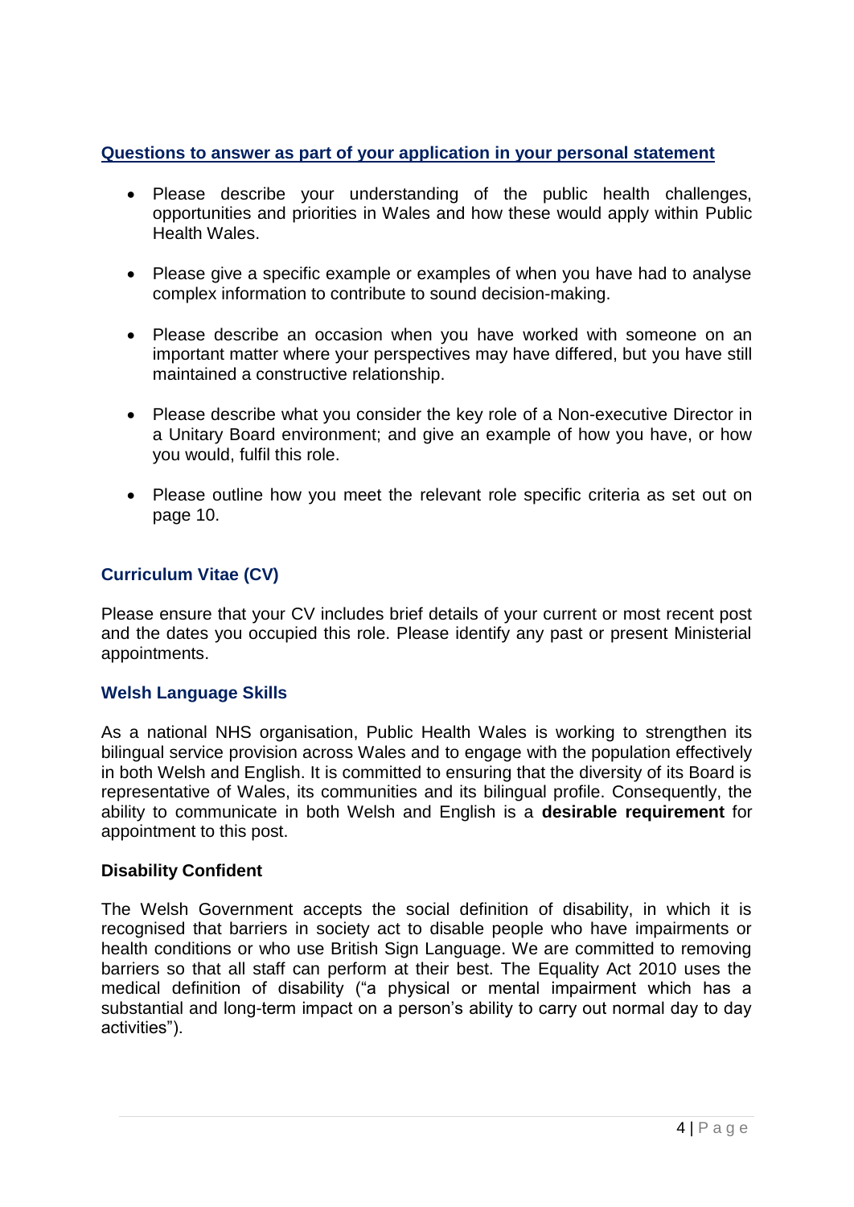## Questions to answer as part of your application in your personal statement

- Please describe your understanding of the public health challenges, opportunities and priorities in Wales and how these would apply within Public Health Wales.
- Please give a specific example or examples of when you have had to analyse complex information to contribute to sound decision-making.
- Please describe an occasion when you have worked with someone on an important matter where your perspectives may have differed, but you have still maintained a constructive relationship.
- Please describe what you consider the key role of a Non-executive Director in a Unitary Board environment; and give an example of how you have, or how you would, fulfil this role.
- Please outline how you meet the relevant role specific criteria as set out on page 10.

### Curriculum Vitae (CV)

Please ensure that your CV includes brief details of your current or most recent post and the dates you occupied this role. Please identify any past or present Ministerial appointments.

### Welsh Language Skills

As a national NHS organisation, Public Health Wales is working to strengthen its bilingual service provision across Wales and to engage with the population effectively in both Welsh and English. It is committed to ensuring that the diversity of its Board is representative of Wales, its communities and its bilingual profile. Consequently, the ability to communicate in both Welsh and English is a **desirable requirement** for appointment to this post.

### Disability Confident

The Welsh Government accepts the social definition of disability, in which it is recognised that barriers in society act to disable people who have impairments or health conditions or who use British Sign Language. We are committed to removing barriers so that all staff can perform at their best. The Equality Act 2010 uses the medical definition of disability ("a physical or mental impairment which has a substantial and long-term impact on a person's ability to carry out normal day to day activities").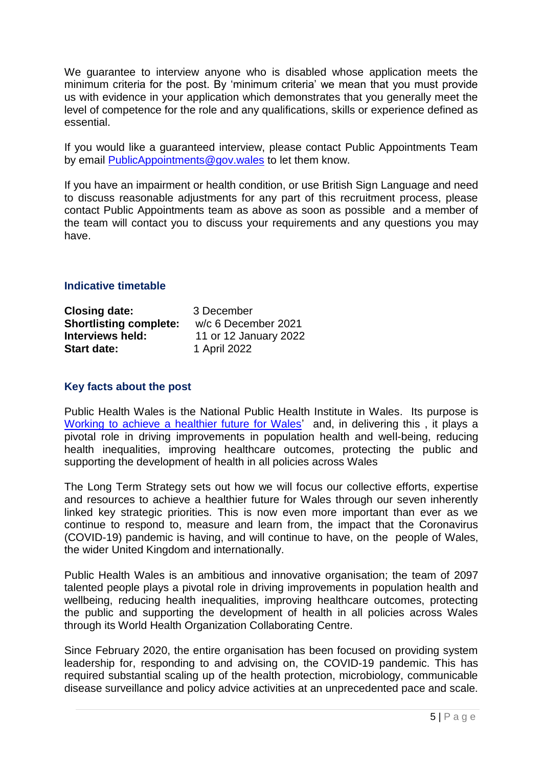We guarantee to interview anyone who is disabled whose application meets the minimum criteria for the post. By 'minimum criteria' we mean that you must provide us with evidence in your application which demonstrates that you generally meet the level of competence for the role and any qualifications, skills or experience defined as essential.

If you would like a guaranteed interview, please contact Public Appointments Team by email [PublicAppointments@gov.wales](mailto:PublicAppointments@gov.wales) to let them know.

If you have an impairment or health condition, or use British Sign Language and need to discuss reasonable adjustments for any part of this recruitment process, please contact Public Appointments team as above as soon as possible and a member of the team will contact you to discuss your requirements and any questions you may have.

## Indicative timetable

| | |
|---|---|
| **Closing date:** | 3 December |
| **Shortlisting complete:** | w/c 6 December 2021 |
| **Interviews held:** | 11 or 12 January 2022 |
| **Start date:** | 1 April 2022 |

## Key facts about the post

Public Health Wales is the National Public Health Institute in Wales. Its purpose is 'Working to achieve a healthier future for Wales' and, in delivering this , it plays a pivotal role in driving improvements in population health and well-being, reducing health inequalities, improving healthcare outcomes, protecting the public and supporting the development of health in all policies across Wales

The Long Term Strategy sets out how we will focus our collective efforts, expertise and resources to achieve a healthier future for Wales through our seven inherently linked key strategic priorities. This is now even more important than ever as we continue to respond to, measure and learn from, the impact that the Coronavirus (COVID-19) pandemic is having, and will continue to have, on the people of Wales, the wider United Kingdom and internationally.

Public Health Wales is an ambitious and innovative organisation; the team of 2097 talented people plays a pivotal role in driving improvements in population health and wellbeing, reducing health inequalities, improving healthcare outcomes, protecting the public and supporting the development of health in all policies across Wales through its World Health Organization Collaborating Centre.

Since February 2020, the entire organisation has been focused on providing system leadership for, responding to and advising on, the COVID-19 pandemic. This has required substantial scaling up of the health protection, microbiology, communicable disease surveillance and policy advice activities at an unprecedented pace and scale.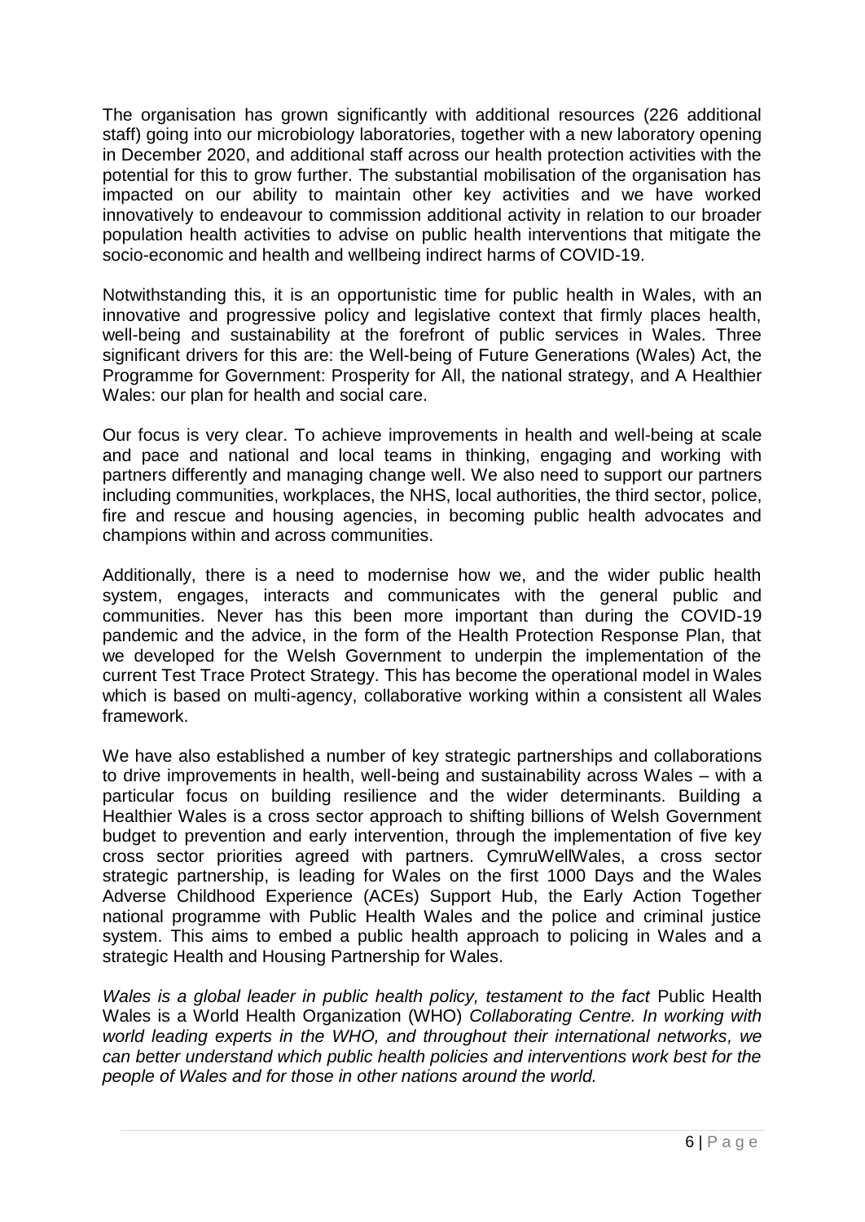The organisation has grown significantly with additional resources (226 additional staff) going into our microbiology laboratories, together with a new laboratory opening in December 2020, and additional staff across our health protection activities with the potential for this to grow further. The substantial mobilisation of the organisation has impacted on our ability to maintain other key activities and we have worked innovatively to endeavour to commission additional activity in relation to our broader population health activities to advise on public health interventions that mitigate the socio-economic and health and wellbeing indirect harms of COVID-19.

Notwithstanding this, it is an opportunistic time for public health in Wales, with an innovative and progressive policy and legislative context that firmly places health, well-being and sustainability at the forefront of public services in Wales. Three significant drivers for this are: the Well-being of Future Generations (Wales) Act, the Programme for Government: Prosperity for All, the national strategy, and A Healthier Wales: our plan for health and social care.

Our focus is very clear. To achieve improvements in health and well-being at scale and pace and national and local teams in thinking, engaging and working with partners differently and managing change well. We also need to support our partners including communities, workplaces, the NHS, local authorities, the third sector, police, fire and rescue and housing agencies, in becoming public health advocates and champions within and across communities.

Additionally, there is a need to modernise how we, and the wider public health system, engages, interacts and communicates with the general public and communities. Never has this been more important than during the COVID-19 pandemic and the advice, in the form of the Health Protection Response Plan, that we developed for the Welsh Government to underpin the implementation of the current Test Trace Protect Strategy. This has become the operational model in Wales which is based on multi-agency, collaborative working within a consistent all Wales framework.

We have also established a number of key strategic partnerships and collaborations to drive improvements in health, well-being and sustainability across Wales – with a particular focus on building resilience and the wider determinants. Building a Healthier Wales is a cross sector approach to shifting billions of Welsh Government budget to prevention and early intervention, through the implementation of five key cross sector priorities agreed with partners. CymruWellWales, a cross sector strategic partnership, is leading for Wales on the first 1000 Days and the Wales Adverse Childhood Experience (ACEs) Support Hub, the Early Action Together national programme with Public Health Wales and the police and criminal justice system. This aims to embed a public health approach to policing in Wales and a strategic Health and Housing Partnership for Wales.

*Wales is a global leader in public health policy, testament to the fact* Public Health Wales is a World Health Organization (WHO) *Collaborating Centre. In working with world leading experts in the WHO, and throughout their international networks, we can better understand which public health policies and interventions work best for the people of Wales and for those in other nations around the world.*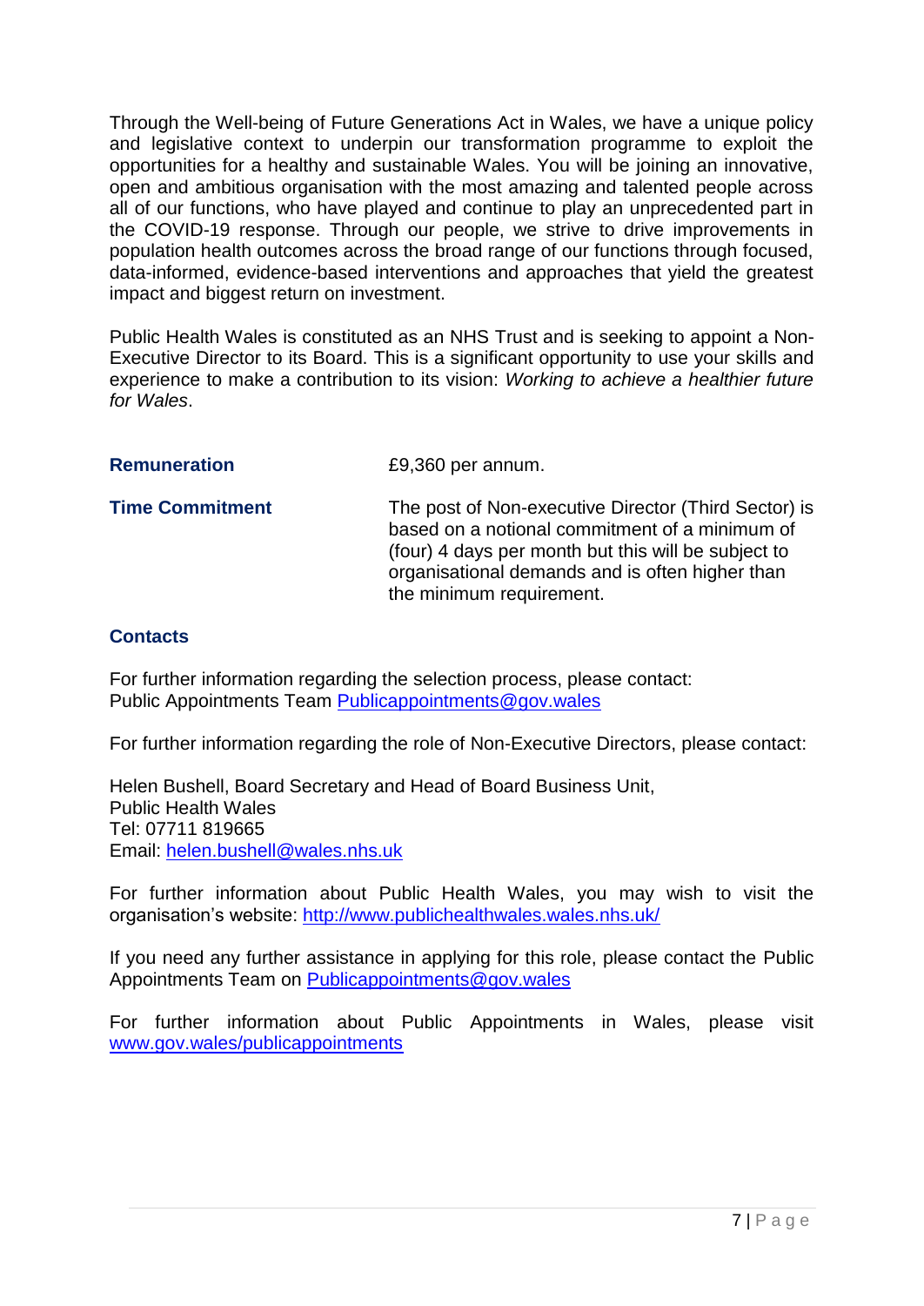Through the Well-being of Future Generations Act in Wales, we have a unique policy and legislative context to underpin our transformation programme to exploit the opportunities for a healthy and sustainable Wales. You will be joining an innovative, open and ambitious organisation with the most amazing and talented people across all of our functions, who have played and continue to play an unprecedented part in the COVID-19 response. Through our people, we strive to drive improvements in population health outcomes across the broad range of our functions through focused, data-informed, evidence-based interventions and approaches that yield the greatest impact and biggest return on investment.

Public Health Wales is constituted as an NHS Trust and is seeking to appoint a Non-Executive Director to its Board. This is a significant opportunity to use your skills and experience to make a contribution to its vision: *Working to achieve a healthier future for Wales*.

| | |
|---|---|
| **Remuneration** | £9,360 per annum. |
| **Time Commitment** | The post of Non-executive Director (Third Sector) is based on a notional commitment of a minimum of (four) 4 days per month but this will be subject to organisational demands and is often higher than the minimum requirement. |

**Contacts**

For further information regarding the selection process, please contact:
Public Appointments Team [Publicappointments@gov.wales](mailto:Publicappointments@gov.wales)

For further information regarding the role of Non-Executive Directors, please contact:

Helen Bushell, Board Secretary and Head of Board Business Unit,
Public Health Wales
Tel: 07711 819665
Email: [helen.bushell@wales.nhs.uk](mailto:helen.bushell@wales.nhs.uk)

For further information about Public Health Wales, you may wish to visit the organisation's website: [http://www.publichealthwales.wales.nhs.uk/](http://www.publichealthwales.wales.nhs.uk/)

If you need any further assistance in applying for this role, please contact the Public Appointments Team on [Publicappointments@gov.wales](mailto:Publicappointments@gov.wales)

For further information about Public Appointments in Wales, please visit [www.gov.wales/publicappointments](http://www.gov.wales/publicappointments)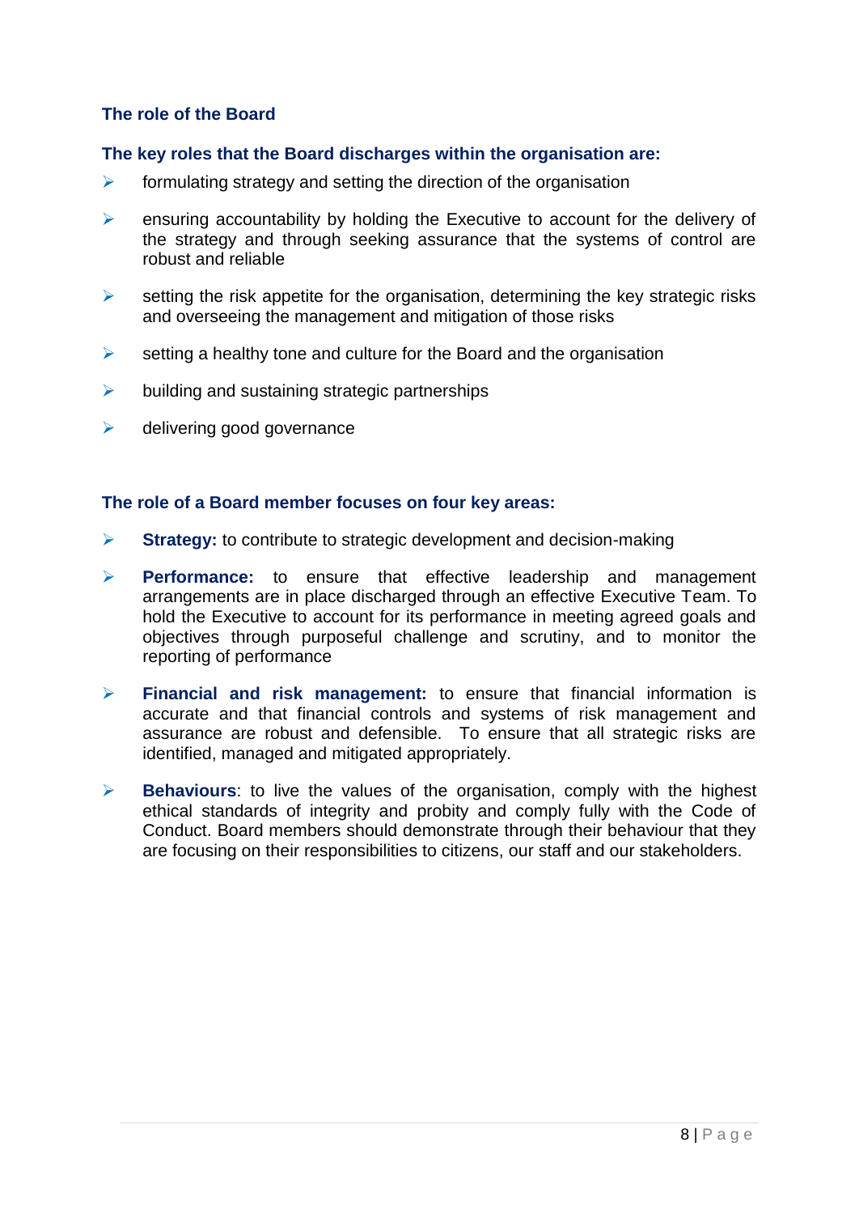## The role of the Board

### The key roles that the Board discharges within the organisation are:

- formulating strategy and setting the direction of the organisation
- ensuring accountability by holding the Executive to account for the delivery of the strategy and through seeking assurance that the systems of control are robust and reliable
- setting the risk appetite for the organisation, determining the key strategic risks and overseeing the management and mitigation of those risks
- setting a healthy tone and culture for the Board and the organisation
- building and sustaining strategic partnerships
- delivering good governance

### The role of a Board member focuses on four key areas:

- **Strategy:** to contribute to strategic development and decision-making
- **Performance:** to ensure that effective leadership and management arrangements are in place discharged through an effective Executive Team. To hold the Executive to account for its performance in meeting agreed goals and objectives through purposeful challenge and scrutiny, and to monitor the reporting of performance
- **Financial and risk management:** to ensure that financial information is accurate and that financial controls and systems of risk management and assurance are robust and defensible. To ensure that all strategic risks are identified, managed and mitigated appropriately.
- **Behaviours**: to live the values of the organisation, comply with the highest ethical standards of integrity and probity and comply fully with the Code of Conduct. Board members should demonstrate through their behaviour that they are focusing on their responsibilities to citizens, our staff and our stakeholders.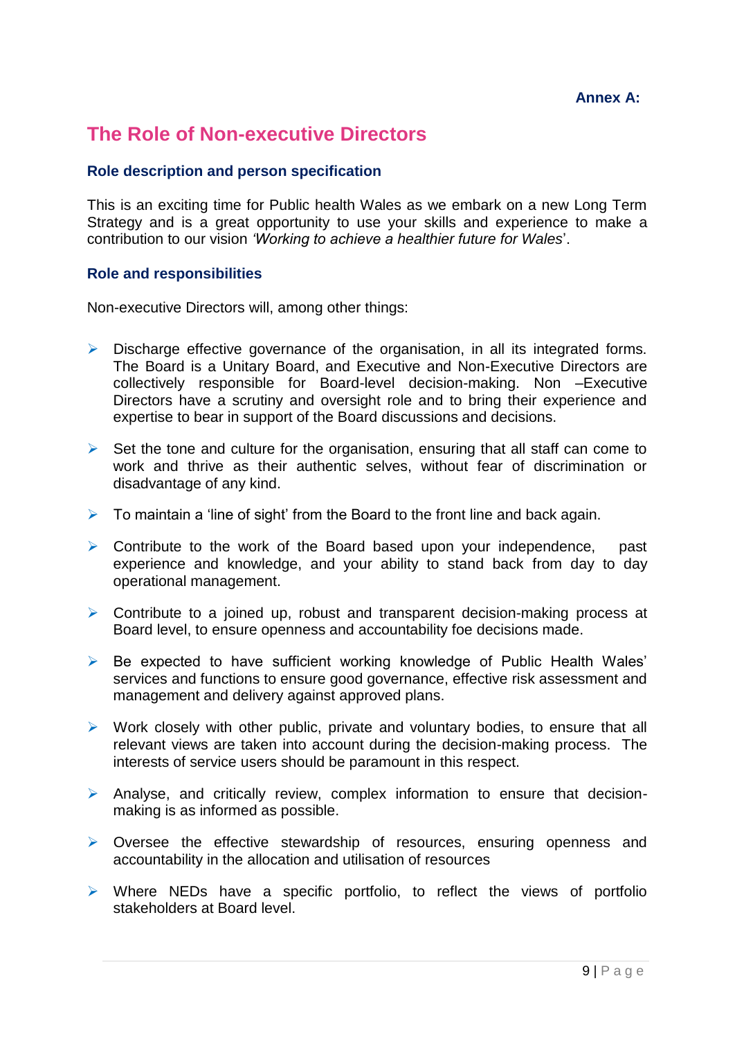**Annex A:**

# The Role of Non-executive Directors

### Role description and person specification

This is an exciting time for Public health Wales as we embark on a new Long Term Strategy and is a great opportunity to use your skills and experience to make a contribution to our vision *'Working to achieve a healthier future for Wales*'.

### Role and responsibilities

Non-executive Directors will, among other things:

- Discharge effective governance of the organisation, in all its integrated forms. The Board is a Unitary Board, and Executive and Non-Executive Directors are collectively responsible for Board-level decision-making. Non –Executive Directors have a scrutiny and oversight role and to bring their experience and expertise to bear in support of the Board discussions and decisions.
- Set the tone and culture for the organisation, ensuring that all staff can come to work and thrive as their authentic selves, without fear of discrimination or disadvantage of any kind.
- To maintain a 'line of sight' from the Board to the front line and back again.
- Contribute to the work of the Board based upon your independence, past experience and knowledge, and your ability to stand back from day to day operational management.
- Contribute to a joined up, robust and transparent decision-making process at Board level, to ensure openness and accountability foe decisions made.
- Be expected to have sufficient working knowledge of Public Health Wales' services and functions to ensure good governance, effective risk assessment and management and delivery against approved plans.
- Work closely with other public, private and voluntary bodies, to ensure that all relevant views are taken into account during the decision-making process. The interests of service users should be paramount in this respect.
- Analyse, and critically review, complex information to ensure that decision-making is as informed as possible.
- Oversee the effective stewardship of resources, ensuring openness and accountability in the allocation and utilisation of resources
- Where NEDs have a specific portfolio, to reflect the views of portfolio stakeholders at Board level.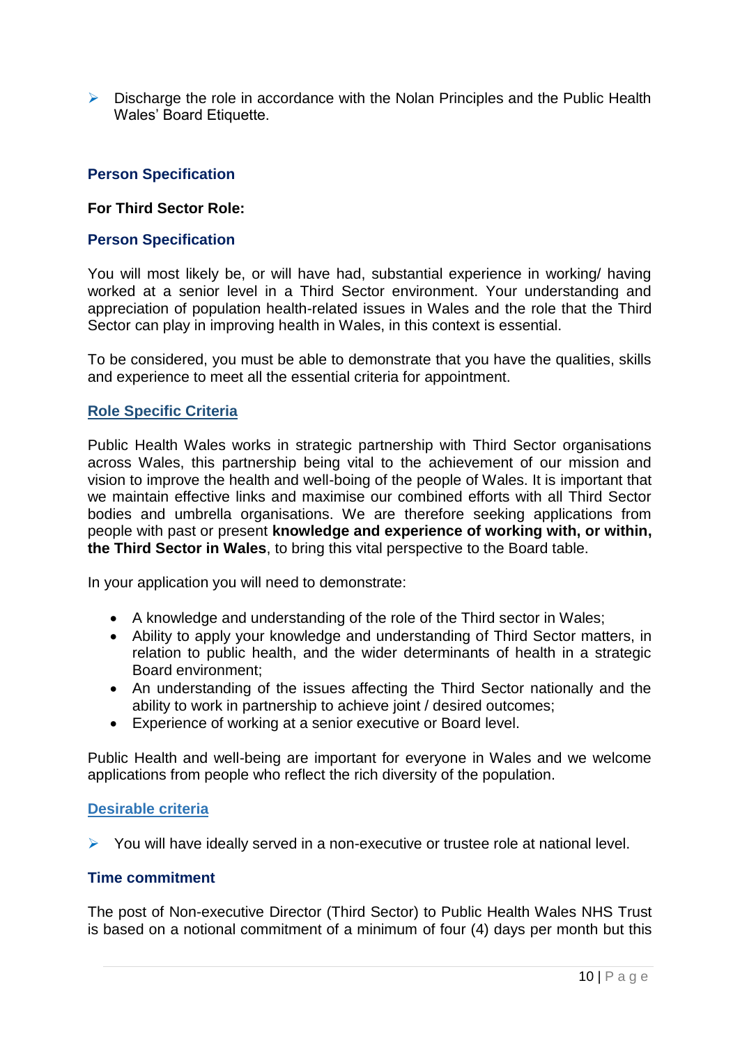- Discharge the role in accordance with the Nolan Principles and the Public Health Wales' Board Etiquette.

### Person Specification

**For Third Sector Role:**

### Person Specification

You will most likely be, or will have had, substantial experience in working/ having worked at a senior level in a Third Sector environment. Your understanding and appreciation of population health-related issues in Wales and the role that the Third Sector can play in improving health in Wales, in this context is essential.

To be considered, you must be able to demonstrate that you have the qualities, skills and experience to meet all the essential criteria for appointment.

### Role Specific Criteria

Public Health Wales works in strategic partnership with Third Sector organisations across Wales, this partnership being vital to the achievement of our mission and vision to improve the health and well-boing of the people of Wales. It is important that we maintain effective links and maximise our combined efforts with all Third Sector bodies and umbrella organisations. We are therefore seeking applications from people with past or present **knowledge and experience of working with, or within, the Third Sector in Wales**, to bring this vital perspective to the Board table.

In your application you will need to demonstrate:

- A knowledge and understanding of the role of the Third sector in Wales;
- Ability to apply your knowledge and understanding of Third Sector matters, in relation to public health, and the wider determinants of health in a strategic Board environment;
- An understanding of the issues affecting the Third Sector nationally and the ability to work in partnership to achieve joint / desired outcomes;
- Experience of working at a senior executive or Board level.

Public Health and well-being are important for everyone in Wales and we welcome applications from people who reflect the rich diversity of the population.

### Desirable criteria

- You will have ideally served in a non-executive or trustee role at national level.

### Time commitment

The post of Non-executive Director (Third Sector) to Public Health Wales NHS Trust is based on a notional commitment of a minimum of four (4) days per month but this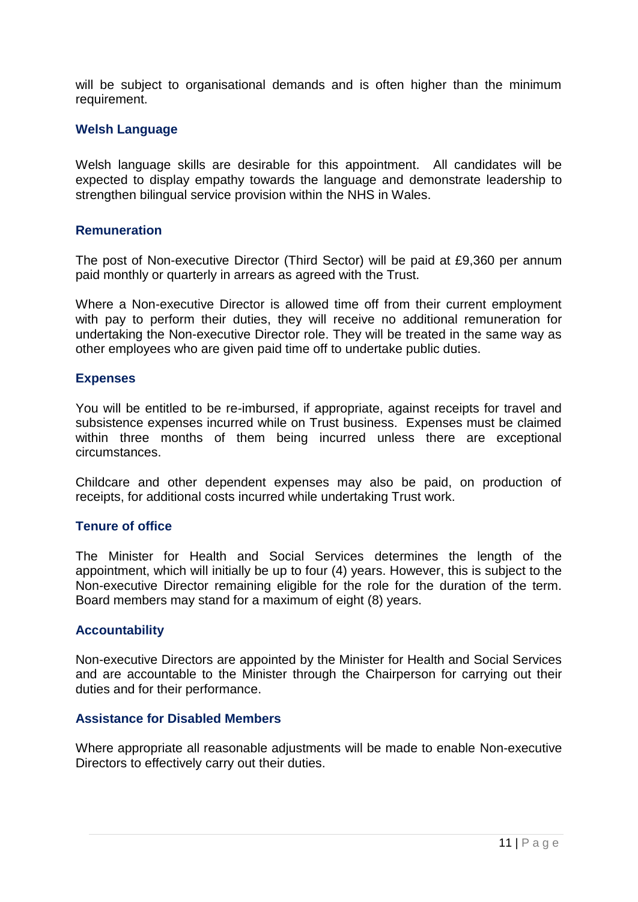will be subject to organisational demands and is often higher than the minimum requirement.

## Welsh Language

Welsh language skills are desirable for this appointment. All candidates will be expected to display empathy towards the language and demonstrate leadership to strengthen bilingual service provision within the NHS in Wales.

## Remuneration

The post of Non-executive Director (Third Sector) will be paid at £9,360 per annum paid monthly or quarterly in arrears as agreed with the Trust.

Where a Non-executive Director is allowed time off from their current employment with pay to perform their duties, they will receive no additional remuneration for undertaking the Non-executive Director role. They will be treated in the same way as other employees who are given paid time off to undertake public duties.

## Expenses

You will be entitled to be re-imbursed, if appropriate, against receipts for travel and subsistence expenses incurred while on Trust business. Expenses must be claimed within three months of them being incurred unless there are exceptional circumstances.

Childcare and other dependent expenses may also be paid, on production of receipts, for additional costs incurred while undertaking Trust work.

## Tenure of office

The Minister for Health and Social Services determines the length of the appointment, which will initially be up to four (4) years. However, this is subject to the Non-executive Director remaining eligible for the role for the duration of the term. Board members may stand for a maximum of eight (8) years.

## Accountability

Non-executive Directors are appointed by the Minister for Health and Social Services and are accountable to the Minister through the Chairperson for carrying out their duties and for their performance.

## Assistance for Disabled Members

Where appropriate all reasonable adjustments will be made to enable Non-executive Directors to effectively carry out their duties.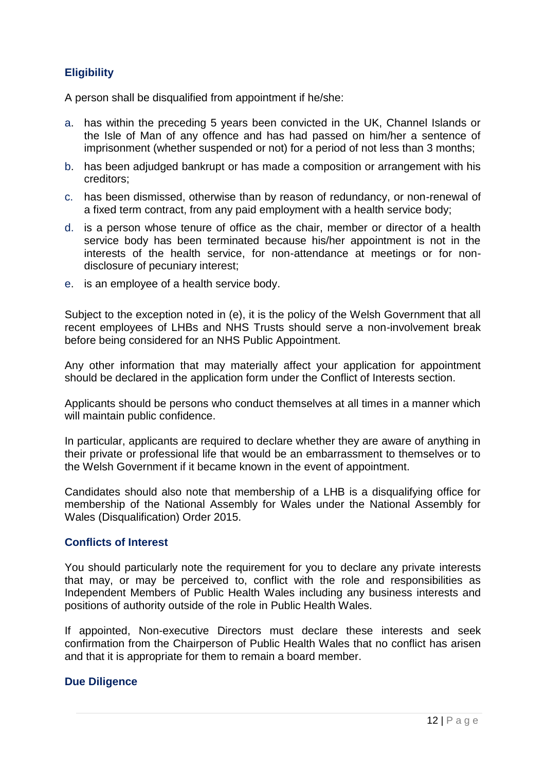## Eligibility

A person shall be disqualified from appointment if he/she:

a. has within the preceding 5 years been convicted in the UK, Channel Islands or the Isle of Man of any offence and has had passed on him/her a sentence of imprisonment (whether suspended or not) for a period of not less than 3 months;

b. has been adjudged bankrupt or has made a composition or arrangement with his creditors;

c. has been dismissed, otherwise than by reason of redundancy, or non-renewal of a fixed term contract, from any paid employment with a health service body;

d. is a person whose tenure of office as the chair, member or director of a health service body has been terminated because his/her appointment is not in the interests of the health service, for non-attendance at meetings or for non-disclosure of pecuniary interest;

e. is an employee of a health service body.

Subject to the exception noted in (e), it is the policy of the Welsh Government that all recent employees of LHBs and NHS Trusts should serve a non-involvement break before being considered for an NHS Public Appointment.

Any other information that may materially affect your application for appointment should be declared in the application form under the Conflict of Interests section.

Applicants should be persons who conduct themselves at all times in a manner which will maintain public confidence.

In particular, applicants are required to declare whether they are aware of anything in their private or professional life that would be an embarrassment to themselves or to the Welsh Government if it became known in the event of appointment.

Candidates should also note that membership of a LHB is a disqualifying office for membership of the National Assembly for Wales under the National Assembly for Wales (Disqualification) Order 2015.

## Conflicts of Interest

You should particularly note the requirement for you to declare any private interests that may, or may be perceived to, conflict with the role and responsibilities as Independent Members of Public Health Wales including any business interests and positions of authority outside of the role in Public Health Wales.

If appointed, Non-executive Directors must declare these interests and seek confirmation from the Chairperson of Public Health Wales that no conflict has arisen and that it is appropriate for them to remain a board member.

## Due Diligence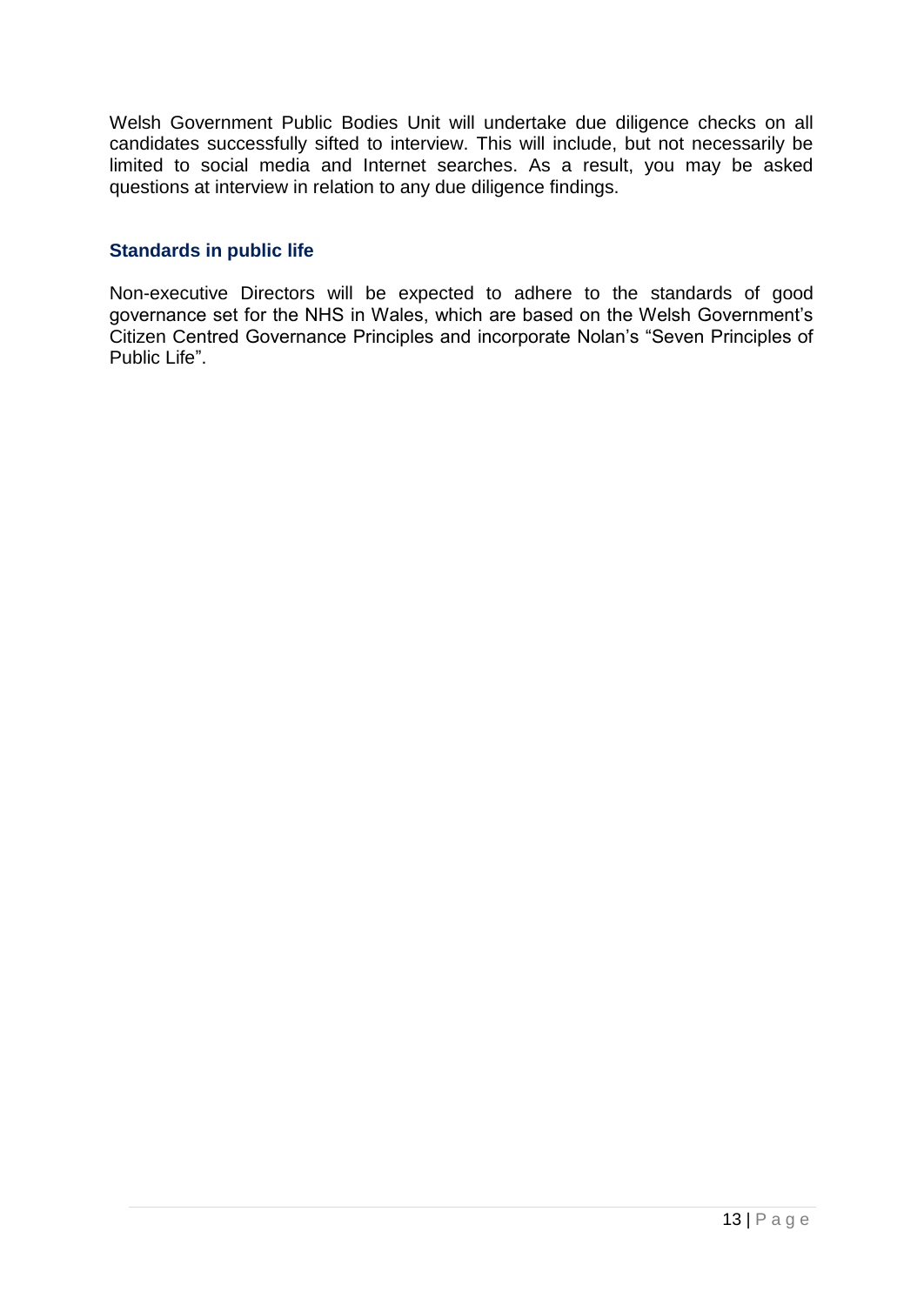Welsh Government Public Bodies Unit will undertake due diligence checks on all candidates successfully sifted to interview. This will include, but not necessarily be limited to social media and Internet searches. As a result, you may be asked questions at interview in relation to any due diligence findings.

### Standards in public life

Non-executive Directors will be expected to adhere to the standards of good governance set for the NHS in Wales, which are based on the Welsh Government's Citizen Centred Governance Principles and incorporate Nolan's "Seven Principles of Public Life".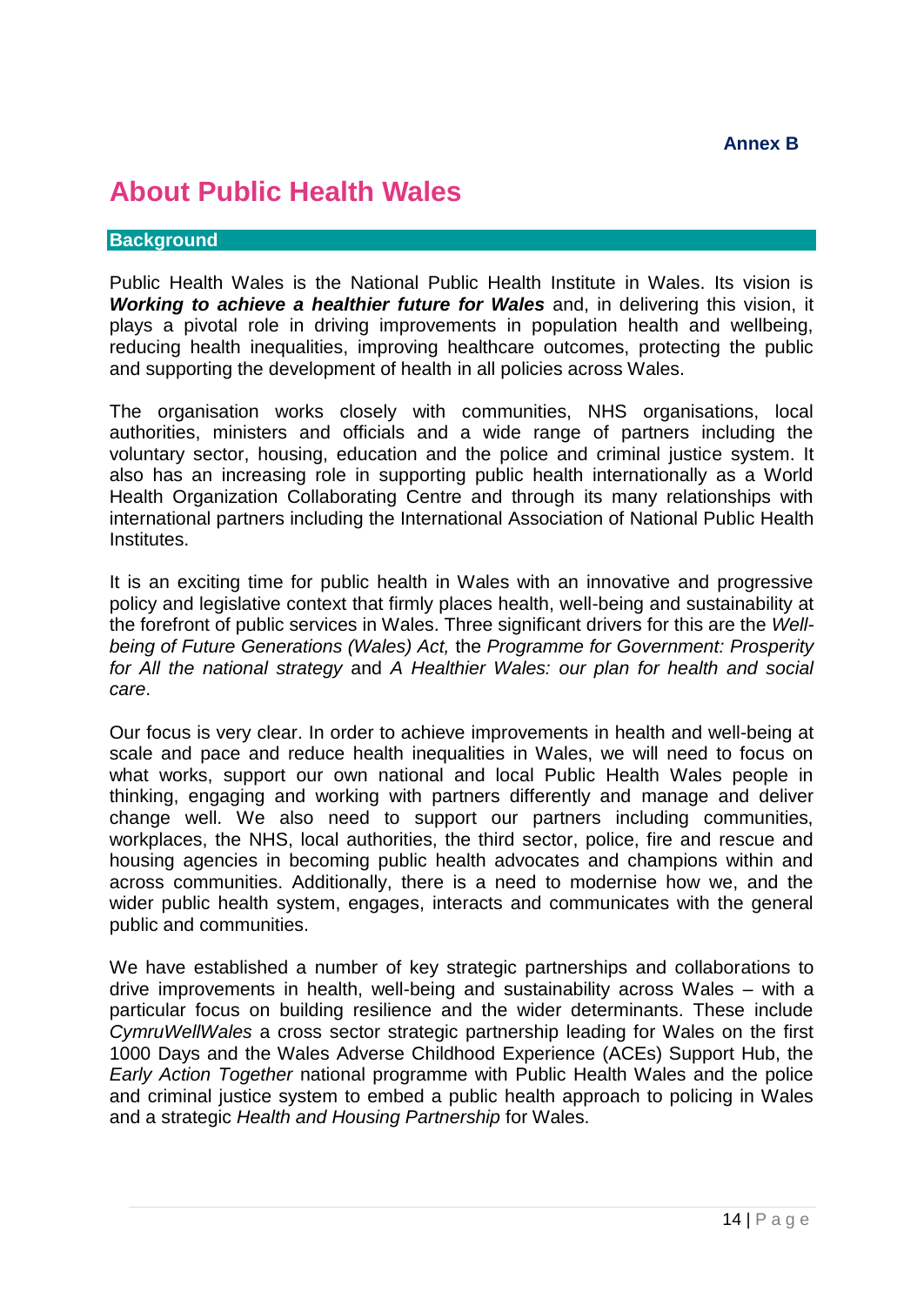**Annex B**

# About Public Health Wales

## Background

Public Health Wales is the National Public Health Institute in Wales. Its vision is ***Working to achieve a healthier future for Wales*** and, in delivering this vision, it plays a pivotal role in driving improvements in population health and wellbeing, reducing health inequalities, improving healthcare outcomes, protecting the public and supporting the development of health in all policies across Wales.

The organisation works closely with communities, NHS organisations, local authorities, ministers and officials and a wide range of partners including the voluntary sector, housing, education and the police and criminal justice system. It also has an increasing role in supporting public health internationally as a World Health Organization Collaborating Centre and through its many relationships with international partners including the International Association of National Public Health Institutes.

It is an exciting time for public health in Wales with an innovative and progressive policy and legislative context that firmly places health, well-being and sustainability at the forefront of public services in Wales. Three significant drivers for this are the *Well-being of Future Generations (Wales) Act,* the *Programme for Government: Prosperity for All the national strategy* and *A Healthier Wales: our plan for health and social care*.

Our focus is very clear. In order to achieve improvements in health and well-being at scale and pace and reduce health inequalities in Wales, we will need to focus on what works, support our own national and local Public Health Wales people in thinking, engaging and working with partners differently and manage and deliver change well. We also need to support our partners including communities, workplaces, the NHS, local authorities, the third sector, police, fire and rescue and housing agencies in becoming public health advocates and champions within and across communities. Additionally, there is a need to modernise how we, and the wider public health system, engages, interacts and communicates with the general public and communities.

We have established a number of key strategic partnerships and collaborations to drive improvements in health, well-being and sustainability across Wales – with a particular focus on building resilience and the wider determinants. These include *CymruWellWales* a cross sector strategic partnership leading for Wales on the first 1000 Days and the Wales Adverse Childhood Experience (ACEs) Support Hub, the *Early Action Together* national programme with Public Health Wales and the police and criminal justice system to embed a public health approach to policing in Wales and a strategic *Health and Housing Partnership* for Wales.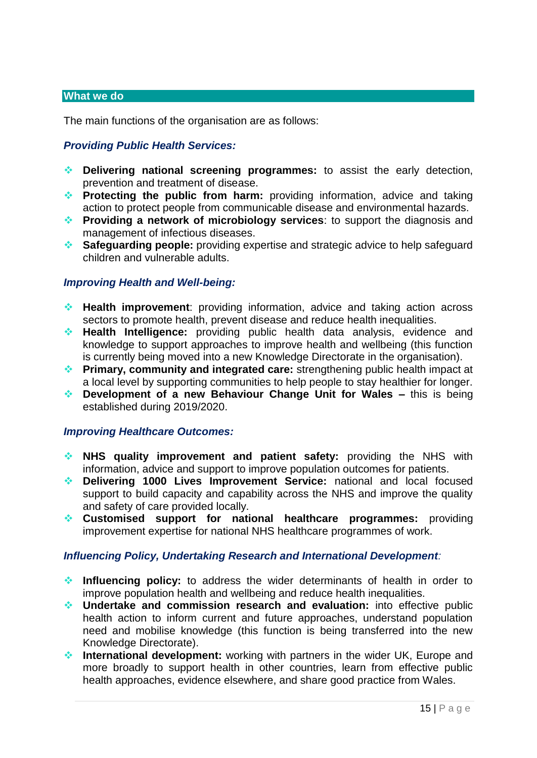## What we do

The main functions of the organisation are as follows:

### *Providing Public Health Services:*

- **Delivering national screening programmes:** to assist the early detection, prevention and treatment of disease.
- **Protecting the public from harm:** providing information, advice and taking action to protect people from communicable disease and environmental hazards.
- **Providing a network of microbiology services**: to support the diagnosis and management of infectious diseases.
- **Safeguarding people:** providing expertise and strategic advice to help safeguard children and vulnerable adults.

### *Improving Health and Well-being:*

- **Health improvement**: providing information, advice and taking action across sectors to promote health, prevent disease and reduce health inequalities.
- **Health Intelligence:** providing public health data analysis, evidence and knowledge to support approaches to improve health and wellbeing (this function is currently being moved into a new Knowledge Directorate in the organisation).
- **Primary, community and integrated care:** strengthening public health impact at a local level by supporting communities to help people to stay healthier for longer.
- **Development of a new Behaviour Change Unit for Wales –** this is being established during 2019/2020.

### *Improving Healthcare Outcomes:*

- **NHS quality improvement and patient safety:** providing the NHS with information, advice and support to improve population outcomes for patients.
- **Delivering 1000 Lives Improvement Service:** national and local focused support to build capacity and capability across the NHS and improve the quality and safety of care provided locally.
- **Customised support for national healthcare programmes:** providing improvement expertise for national NHS healthcare programmes of work.

### *Influencing Policy, Undertaking Research and International Development:*

- **Influencing policy:** to address the wider determinants of health in order to improve population health and wellbeing and reduce health inequalities.
- **Undertake and commission research and evaluation:** into effective public health action to inform current and future approaches, understand population need and mobilise knowledge (this function is being transferred into the new Knowledge Directorate).
- **International development:** working with partners in the wider UK, Europe and more broadly to support health in other countries, learn from effective public health approaches, evidence elsewhere, and share good practice from Wales.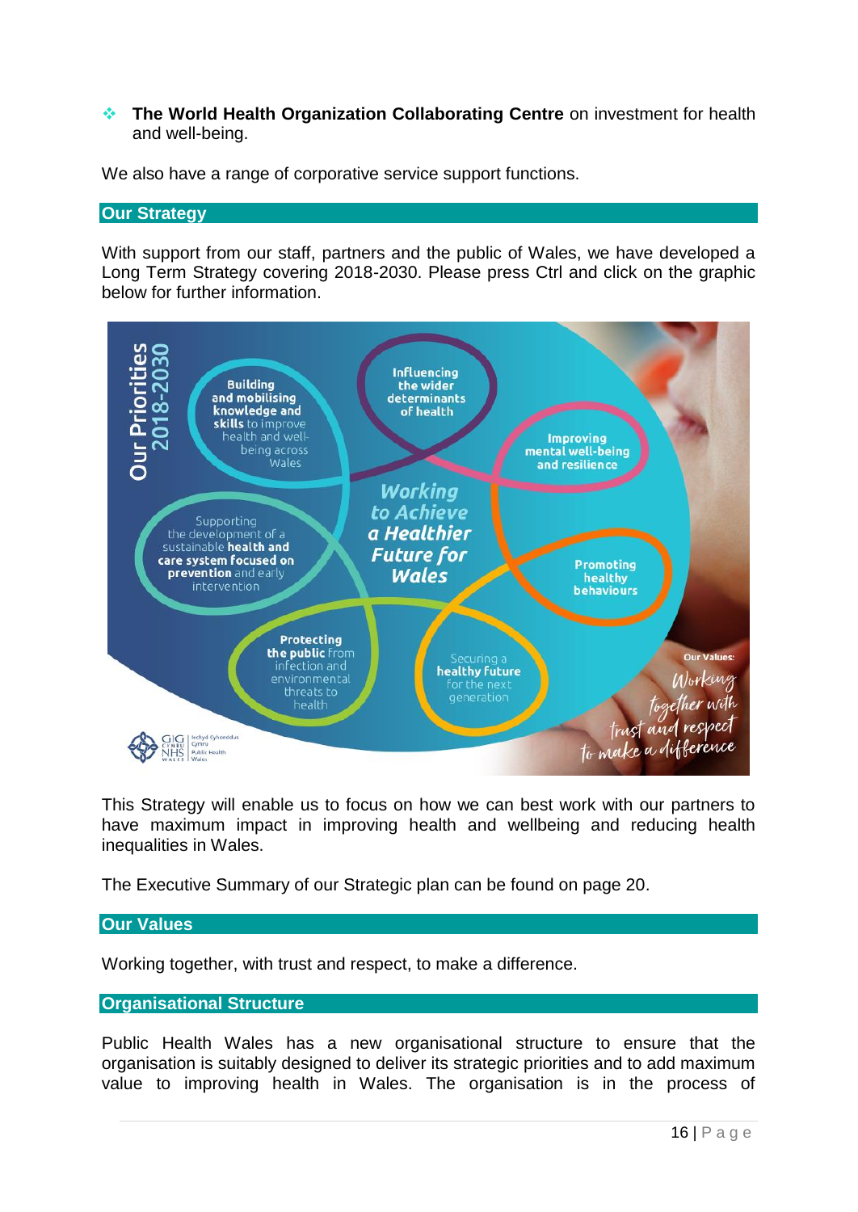- **The World Health Organization Collaborating Centre** on investment for health and well-being.

We also have a range of corporative service support functions.

## Our Strategy

With support from our staff, partners and the public of Wales, we have developed a Long Term Strategy covering 2018-2030. Please press Ctrl and click on the graphic below for further information.

Our Priorities 2018-2030

Working to Achieve a Healthier Future for Wales

- **Building and mobilising knowledge and skills** to improve health and well-being across Wales
- **Influencing the wider determinants of health**
- **Improving mental well-being and resilience**
- **Promoting healthy behaviours**
- Securing a **healthy future** for the next generation
- **Protecting the public** from infection and environmental threats to health
- Supporting the development of a sustainable **health and care system focused on prevention** and early intervention

Our Values: Working together with trust and respect to make a difference

This Strategy will enable us to focus on how we can best work with our partners to have maximum impact in improving health and wellbeing and reducing health inequalities in Wales.

The Executive Summary of our Strategic plan can be found on page 20.

## Our Values

Working together, with trust and respect, to make a difference.

## Organisational Structure

Public Health Wales has a new organisational structure to ensure that the organisation is suitably designed to deliver its strategic priorities and to add maximum value to improving health in Wales. The organisation is in the process of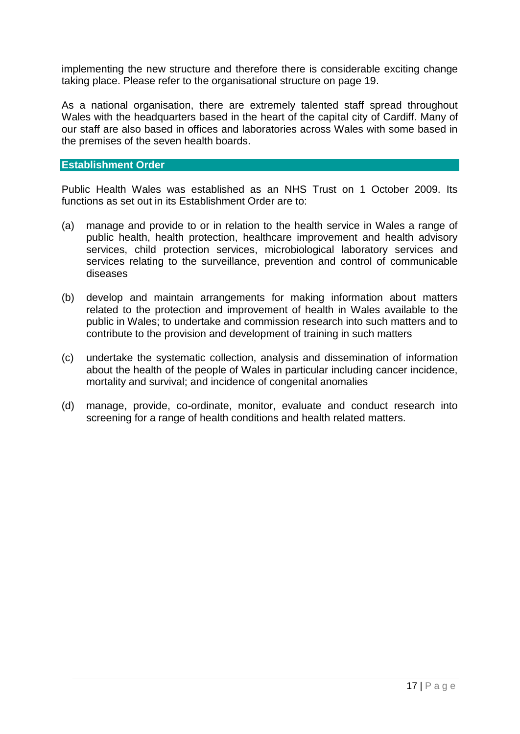implementing the new structure and therefore there is considerable exciting change taking place. Please refer to the organisational structure on page 19.

As a national organisation, there are extremely talented staff spread throughout Wales with the headquarters based in the heart of the capital city of Cardiff. Many of our staff are also based in offices and laboratories across Wales with some based in the premises of the seven health boards.

## Establishment Order

Public Health Wales was established as an NHS Trust on 1 October 2009. Its functions as set out in its Establishment Order are to:

(a) manage and provide to or in relation to the health service in Wales a range of public health, health protection, healthcare improvement and health advisory services, child protection services, microbiological laboratory services and services relating to the surveillance, prevention and control of communicable diseases

(b) develop and maintain arrangements for making information about matters related to the protection and improvement of health in Wales available to the public in Wales; to undertake and commission research into such matters and to contribute to the provision and development of training in such matters

(c) undertake the systematic collection, analysis and dissemination of information about the health of the people of Wales in particular including cancer incidence, mortality and survival; and incidence of congenital anomalies

(d) manage, provide, co-ordinate, monitor, evaluate and conduct research into screening for a range of health conditions and health related matters.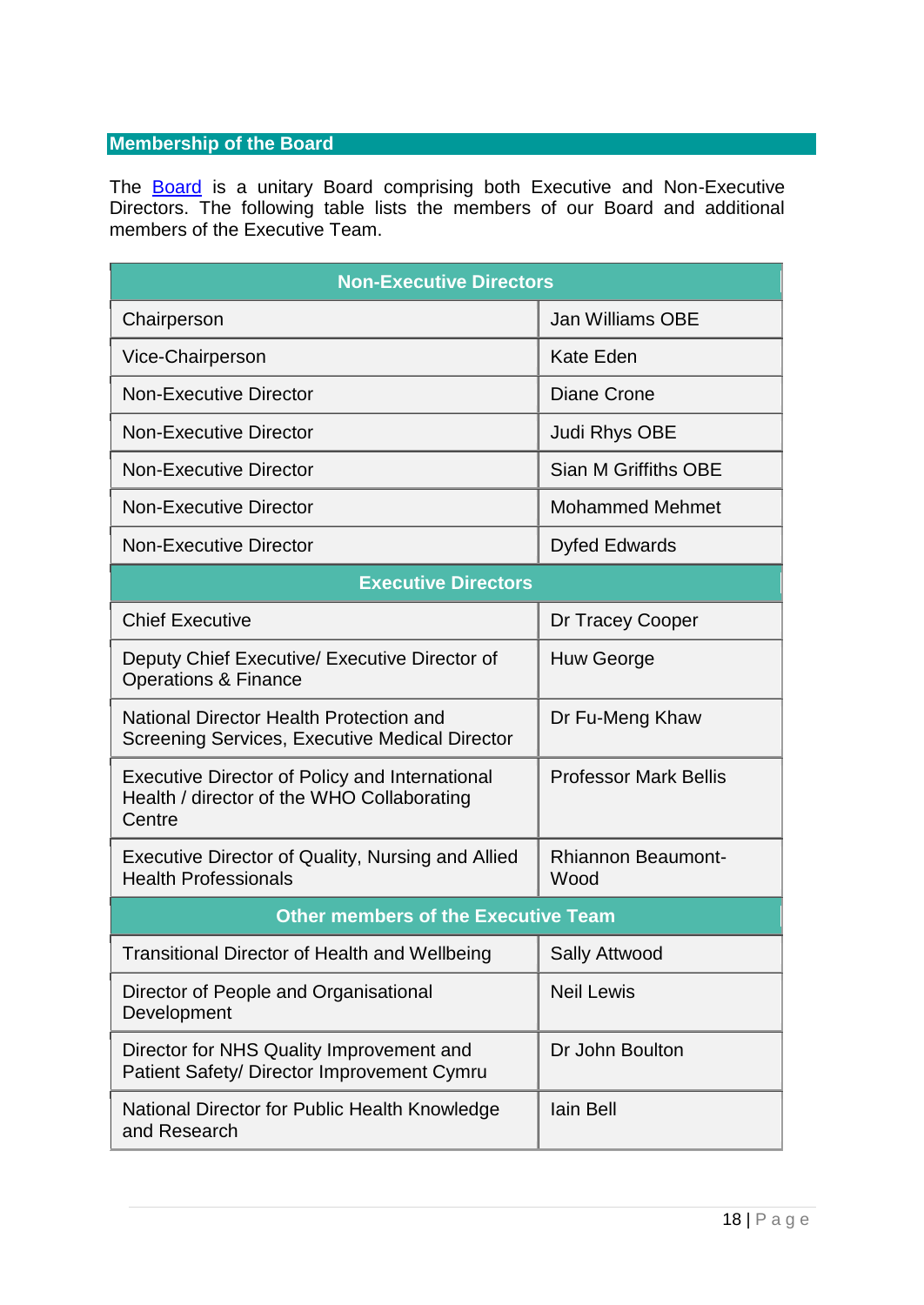## Membership of the Board

The Board is a unitary Board comprising both Executive and Non-Executive Directors. The following table lists the members of our Board and additional members of the Executive Team.

| Non-Executive Directors | |
|---|---|
| Chairperson | Jan Williams OBE |
| Vice-Chairperson | Kate Eden |
| Non-Executive Director | Diane Crone |
| Non-Executive Director | Judi Rhys OBE |
| Non-Executive Director | Sian M Griffiths OBE |
| Non-Executive Director | Mohammed Mehmet |
| Non-Executive Director | Dyfed Edwards |
| **Executive Directors** | |
| Chief Executive | Dr Tracey Cooper |
| Deputy Chief Executive/ Executive Director of Operations & Finance | Huw George |
| National Director Health Protection and Screening Services, Executive Medical Director | Dr Fu-Meng Khaw |
| Executive Director of Policy and International Health / director of the WHO Collaborating Centre | Professor Mark Bellis |
| Executive Director of Quality, Nursing and Allied Health Professionals | Rhiannon Beaumont-Wood |
| **Other members of the Executive Team** | |
| Transitional Director of Health and Wellbeing | Sally Attwood |
| Director of People and Organisational Development | Neil Lewis |
| Director for NHS Quality Improvement and Patient Safety/ Director Improvement Cymru | Dr John Boulton |
| National Director for Public Health Knowledge and Research | Iain Bell |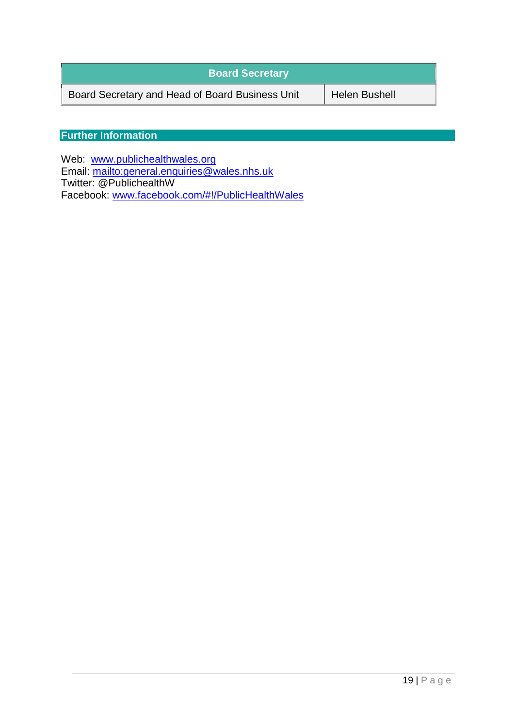| Board Secretary | |
|---|---|
| Board Secretary and Head of Board Business Unit | Helen Bushell |

## Further Information

Web: www.publichealthwales.org
Email: mailto:general.enquiries@wales.nhs.uk
Twitter: @PublichealthW
Facebook: www.facebook.com/#!/PublicHealthWales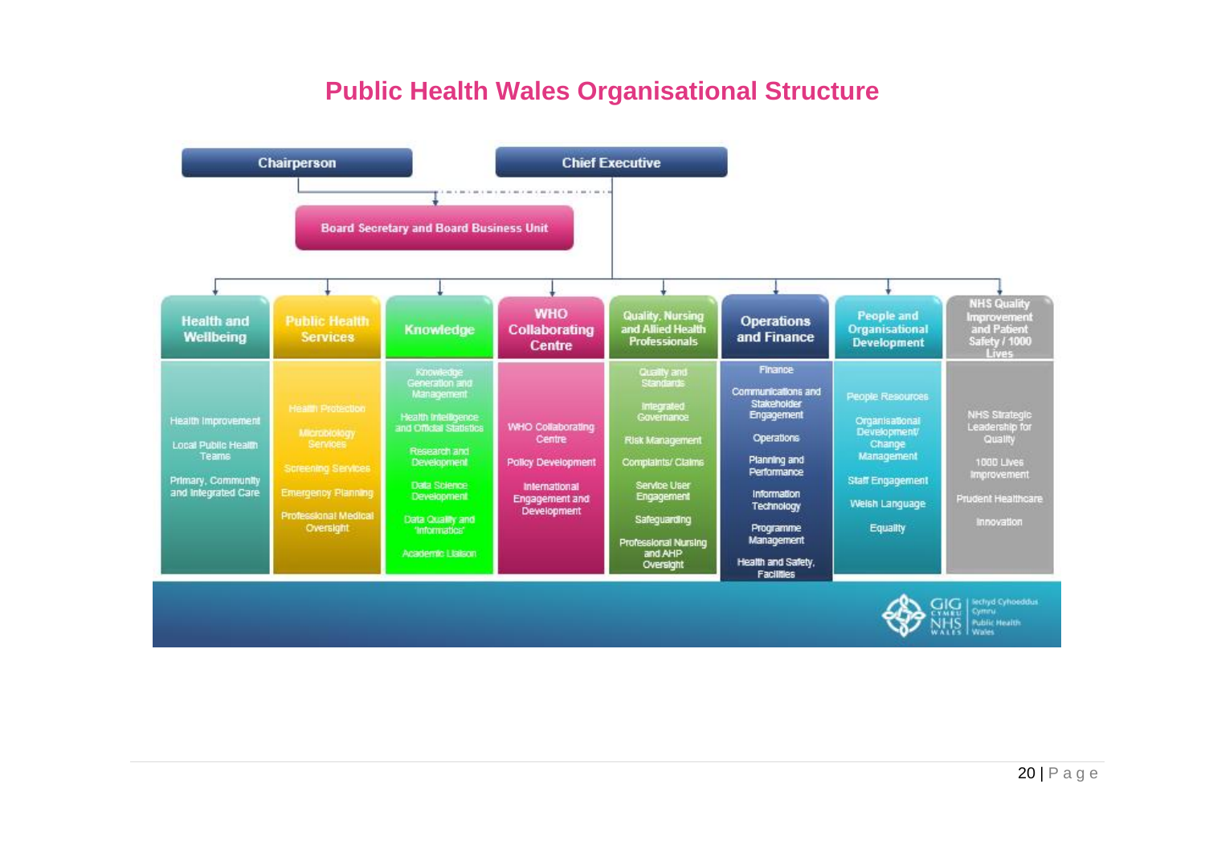# Public Health Wales Organisational Structure

**Chairperson** — **Chief Executive**

**Board Secretary and Board Business Unit**

| Health and Wellbeing | Public Health Services | Knowledge | WHO Collaborating Centre | Quality, Nursing and Allied Health Professionals | Operations and Finance | People and Organisational Development | NHS Quality Improvement and Patient Safety / 1000 Lives |
|---|---|---|---|---|---|---|---|
| Health Improvement | Health Protection | Knowledge Generation and Management | WHO Collaborating Centre | Quality and Standards | Finance | People Resources | NHS Strategic Leadership for Quality |
| Local Public Health Teams | Microbiology Services | Health Intelligence and Official Statistics | Policy Development | Integrated Governance | Communications and Stakeholder Engagement | Organisational Development/ Change Management | 1000 Lives Improvement |
| Primary, Community and Integrated Care | Screening Services | Research and Development | International Engagement and Development | Risk Management | Operations | Staff Engagement | Prudent Healthcare |
| | Emergency Planning | Data Science Development | | Complaints/ Claims | Planning and Performance | Welsh Language | Innovation |
| | Professional Medical Oversight | Data Quality and 'Informatics' | | Service User Engagement | Information Technology | Equality | |
| | | Academic Liaison | | Safeguarding | Programme Management | | |
| | | | | Professional Nursing and AHP Oversight | Health and Safety, Facilities | | |

GIG Cymru / NHS Wales — Iechyd Cyhoeddus Cymru / Public Health Wales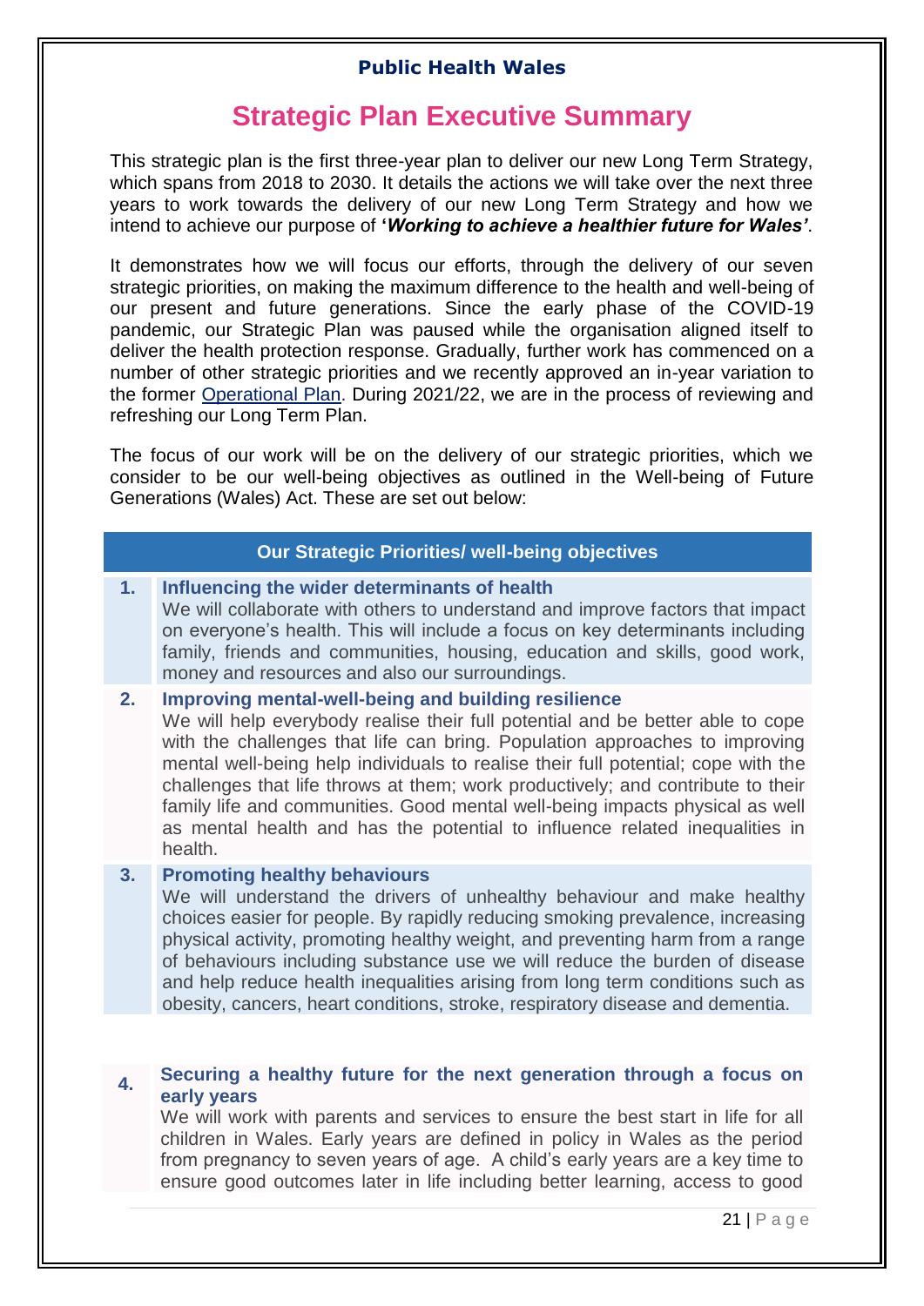**Public Health Wales**

# Strategic Plan Executive Summary

This strategic plan is the first three-year plan to deliver our new Long Term Strategy, which spans from 2018 to 2030. It details the actions we will take over the next three years to work towards the delivery of our new Long Term Strategy and how we intend to achieve our purpose of ***'Working to achieve a healthier future for Wales'***.

It demonstrates how we will focus our efforts, through the delivery of our seven strategic priorities, on making the maximum difference to the health and well-being of our present and future generations. Since the early phase of the COVID-19 pandemic, our Strategic Plan was paused while the organisation aligned itself to deliver the health protection response. Gradually, further work has commenced on a number of other strategic priorities and we recently approved an in-year variation to the former Operational Plan. During 2021/22, we are in the process of reviewing and refreshing our Long Term Plan.

The focus of our work will be on the delivery of our strategic priorities, which we consider to be our well-being objectives as outlined in the Well-being of Future Generations (Wales) Act. These are set out below:

| Our Strategic Priorities/ well-being objectives | |
|---|---|
| 1. | **Influencing the wider determinants of health**<br>We will collaborate with others to understand and improve factors that impact on everyone's health. This will include a focus on key determinants including family, friends and communities, housing, education and skills, good work, money and resources and also our surroundings. |
| 2. | **Improving mental-well-being and building resilience**<br>We will help everybody realise their full potential and be better able to cope with the challenges that life can bring. Population approaches to improving mental well-being help individuals to realise their full potential; cope with the challenges that life throws at them; work productively; and contribute to their family life and communities. Good mental well-being impacts physical as well as mental health and has the potential to influence related inequalities in health. |
| 3. | **Promoting healthy behaviours**<br>We will understand the drivers of unhealthy behaviour and make healthy choices easier for people. By rapidly reducing smoking prevalence, increasing physical activity, promoting healthy weight, and preventing harm from a range of behaviours including substance use we will reduce the burden of disease and help reduce health inequalities arising from long term conditions such as obesity, cancers, heart conditions, stroke, respiratory disease and dementia. |
| 4. | **Securing a healthy future for the next generation through a focus on early years**<br>We will work with parents and services to ensure the best start in life for all children in Wales. Early years are defined in policy in Wales as the period from pregnancy to seven years of age. A child's early years are a key time to ensure good outcomes later in life including better learning, access to good |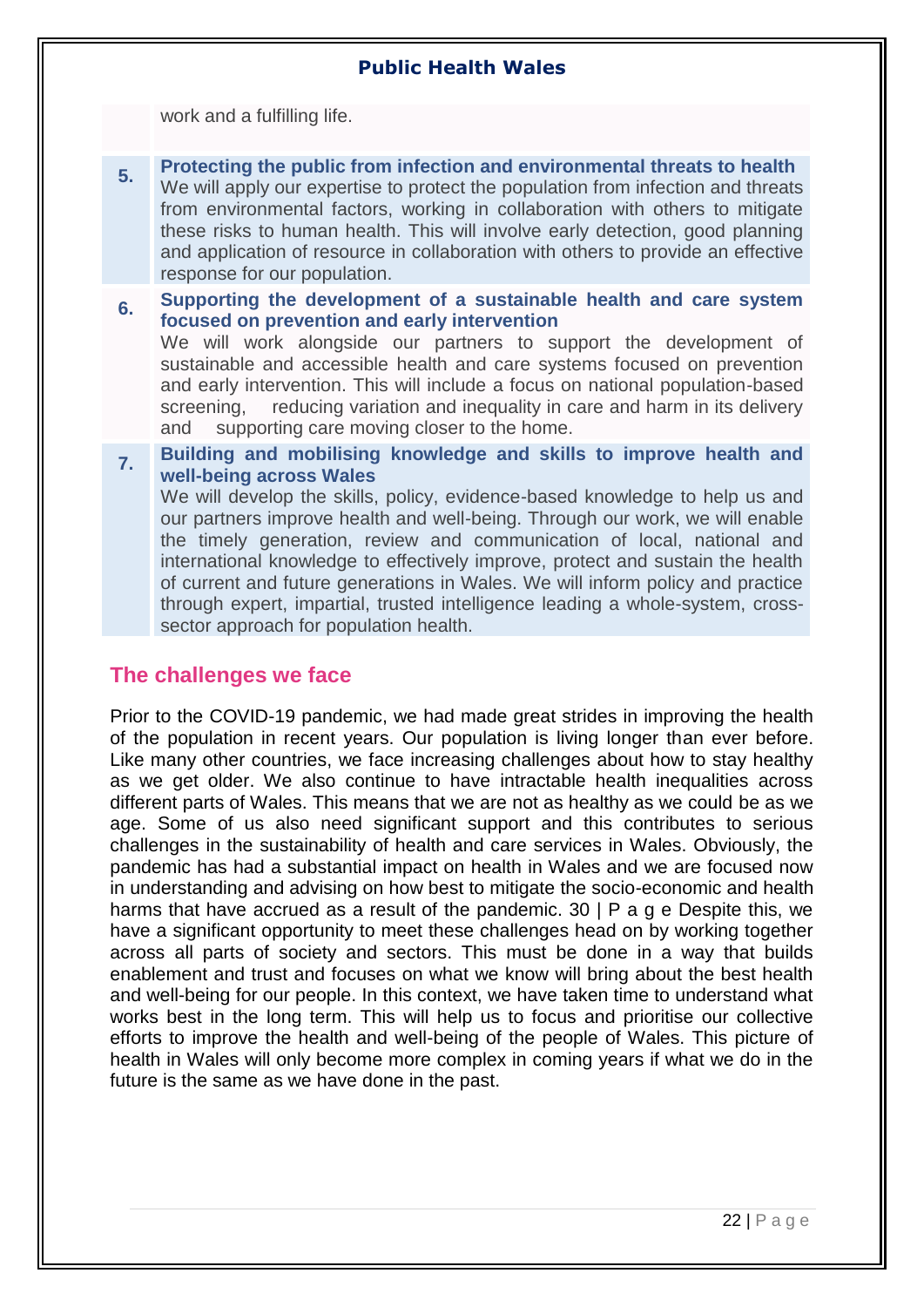work and a fulfilling life.

**5.** **Protecting the public from infection and environmental threats to health**
We will apply our expertise to protect the population from infection and threats from environmental factors, working in collaboration with others to mitigate these risks to human health. This will involve early detection, good planning and application of resource in collaboration with others to provide an effective response for our population.

**6.** **Supporting the development of a sustainable health and care system focused on prevention and early intervention**
We will work alongside our partners to support the development of sustainable and accessible health and care systems focused on prevention and early intervention. This will include a focus on national population-based screening, reducing variation and inequality in care and harm in its delivery and supporting care moving closer to the home.

**7.** **Building and mobilising knowledge and skills to improve health and well-being across Wales**
We will develop the skills, policy, evidence-based knowledge to help us and our partners improve health and well-being. Through our work, we will enable the timely generation, review and communication of local, national and international knowledge to effectively improve, protect and sustain the health of current and future generations in Wales. We will inform policy and practice through expert, impartial, trusted intelligence leading a whole-system, cross-sector approach for population health.

## The challenges we face

Prior to the COVID-19 pandemic, we had made great strides in improving the health of the population in recent years. Our population is living longer than ever before. Like many other countries, we face increasing challenges about how to stay healthy as we get older. We also continue to have intractable health inequalities across different parts of Wales. This means that we are not as healthy as we could be as we age. Some of us also need significant support and this contributes to serious challenges in the sustainability of health and care services in Wales. Obviously, the pandemic has had a substantial impact on health in Wales and we are focused now in understanding and advising on how best to mitigate the socio-economic and health harms that have accrued as a result of the pandemic. 30 | P a g e Despite this, we have a significant opportunity to meet these challenges head on by working together across all parts of society and sectors. This must be done in a way that builds enablement and trust and focuses on what we know will bring about the best health and well-being for our people. In this context, we have taken time to understand what works best in the long term. This will help us to focus and prioritise our collective efforts to improve the health and well-being of the people of Wales. This picture of health in Wales will only become more complex in coming years if what we do in the future is the same as we have done in the past.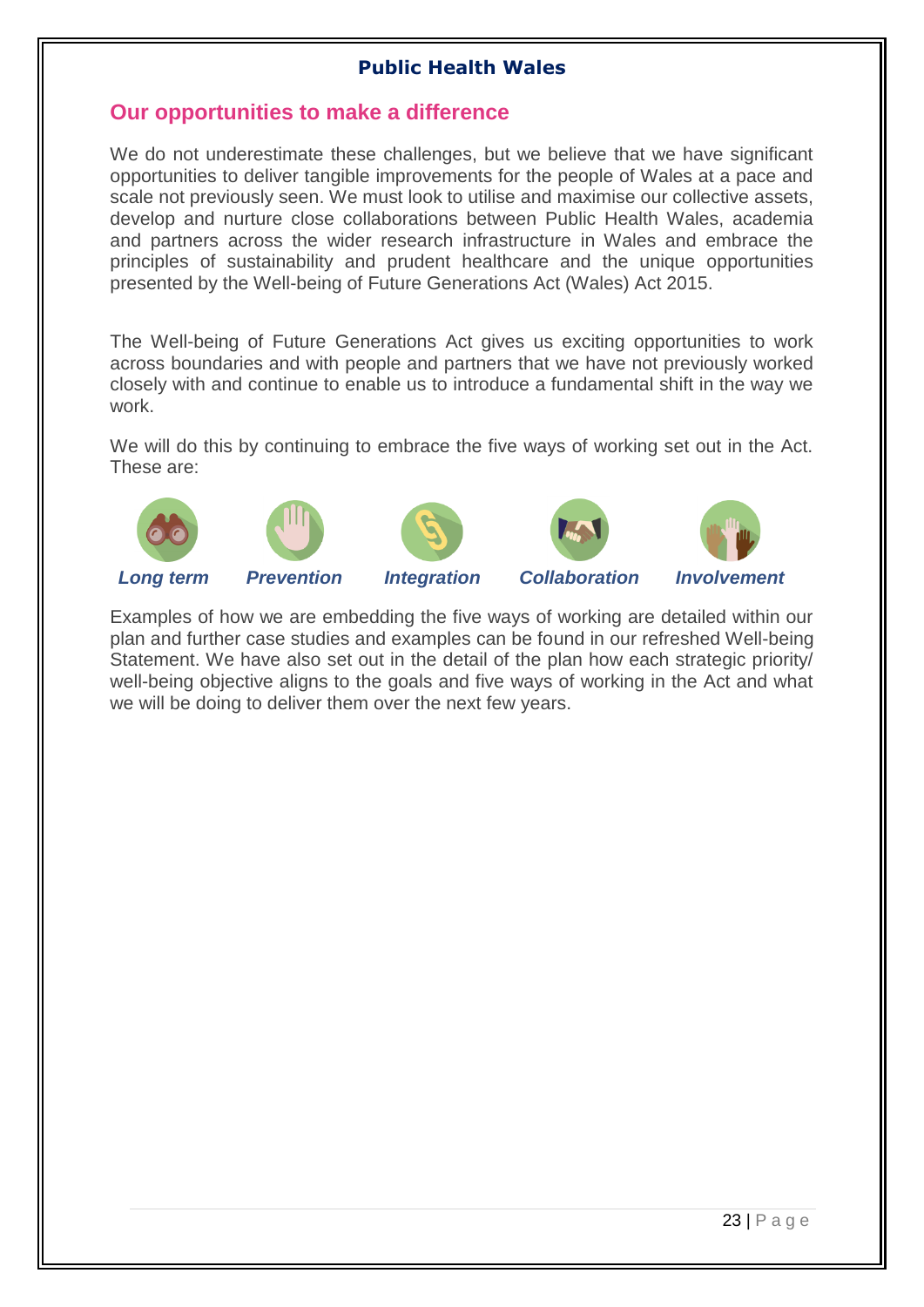## Our opportunities to make a difference

We do not underestimate these challenges, but we believe that we have significant opportunities to deliver tangible improvements for the people of Wales at a pace and scale not previously seen. We must look to utilise and maximise our collective assets, develop and nurture close collaborations between Public Health Wales, academia and partners across the wider research infrastructure in Wales and embrace the principles of sustainability and prudent healthcare and the unique opportunities presented by the Well-being of Future Generations Act (Wales) Act 2015.

The Well-being of Future Generations Act gives us exciting opportunities to work across boundaries and with people and partners that we have not previously worked closely with and continue to enable us to introduce a fundamental shift in the way we work.

We will do this by continuing to embrace the five ways of working set out in the Act. These are:

***Long term*** ***Prevention*** ***Integration*** ***Collaboration*** ***Involvement***

Examples of how we are embedding the five ways of working are detailed within our plan and further case studies and examples can be found in our refreshed Well-being Statement. We have also set out in the detail of the plan how each strategic priority/ well-being objective aligns to the goals and five ways of working in the Act and what we will be doing to deliver them over the next few years.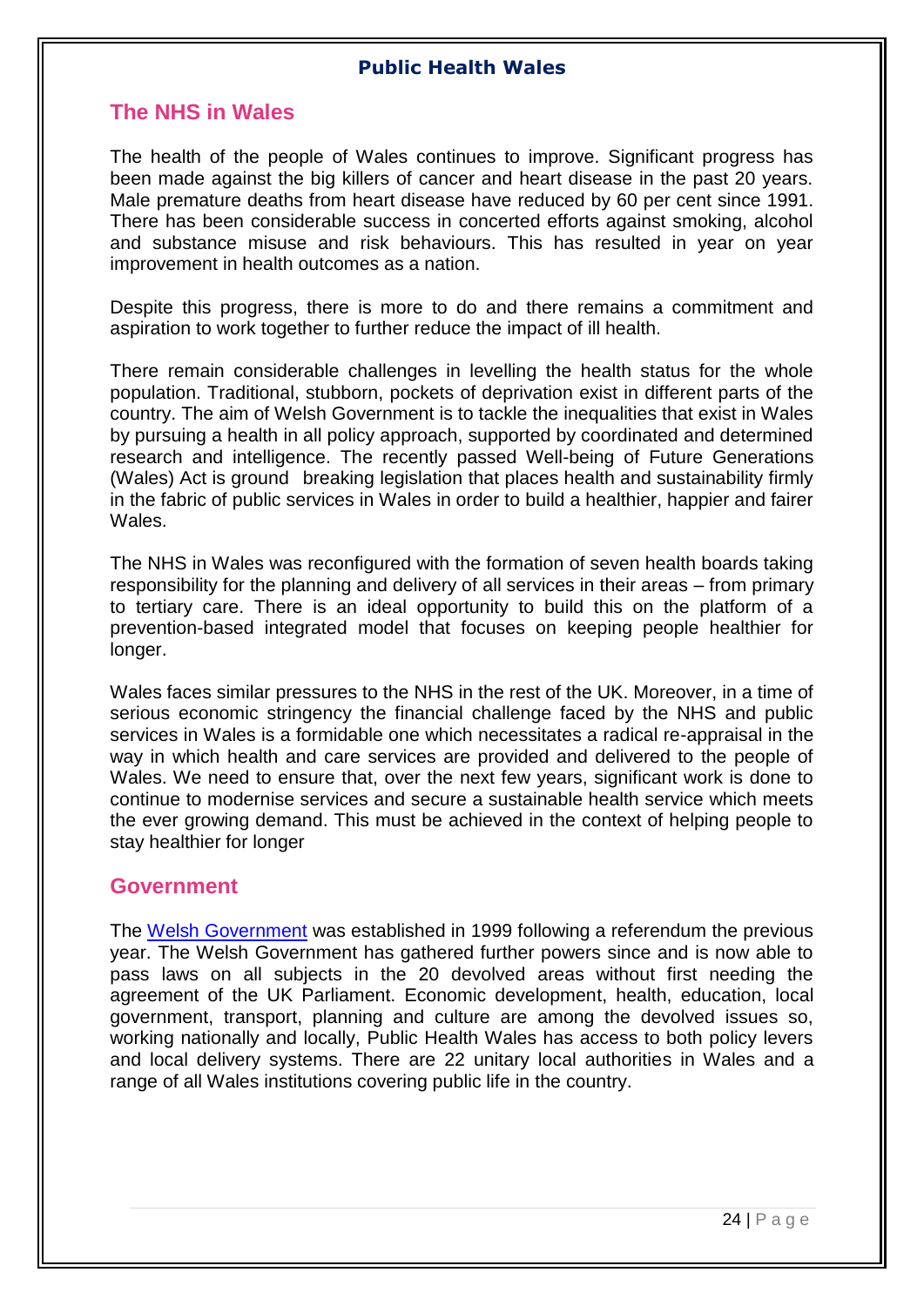## The NHS in Wales

The health of the people of Wales continues to improve. Significant progress has been made against the big killers of cancer and heart disease in the past 20 years. Male premature deaths from heart disease have reduced by 60 per cent since 1991. There has been considerable success in concerted efforts against smoking, alcohol and substance misuse and risk behaviours. This has resulted in year on year improvement in health outcomes as a nation.

Despite this progress, there is more to do and there remains a commitment and aspiration to work together to further reduce the impact of ill health.

There remain considerable challenges in levelling the health status for the whole population. Traditional, stubborn, pockets of deprivation exist in different parts of the country. The aim of Welsh Government is to tackle the inequalities that exist in Wales by pursuing a health in all policy approach, supported by coordinated and determined research and intelligence. The recently passed Well-being of Future Generations (Wales) Act is ground breaking legislation that places health and sustainability firmly in the fabric of public services in Wales in order to build a healthier, happier and fairer Wales.

The NHS in Wales was reconfigured with the formation of seven health boards taking responsibility for the planning and delivery of all services in their areas – from primary to tertiary care. There is an ideal opportunity to build this on the platform of a prevention-based integrated model that focuses on keeping people healthier for longer.

Wales faces similar pressures to the NHS in the rest of the UK. Moreover, in a time of serious economic stringency the financial challenge faced by the NHS and public services in Wales is a formidable one which necessitates a radical re-appraisal in the way in which health and care services are provided and delivered to the people of Wales. We need to ensure that, over the next few years, significant work is done to continue to modernise services and secure a sustainable health service which meets the ever growing demand. This must be achieved in the context of helping people to stay healthier for longer

## Government

The Welsh Government was established in 1999 following a referendum the previous year. The Welsh Government has gathered further powers since and is now able to pass laws on all subjects in the 20 devolved areas without first needing the agreement of the UK Parliament. Economic development, health, education, local government, transport, planning and culture are among the devolved issues so, working nationally and locally, Public Health Wales has access to both policy levers and local delivery systems. There are 22 unitary local authorities in Wales and a range of all Wales institutions covering public life in the country.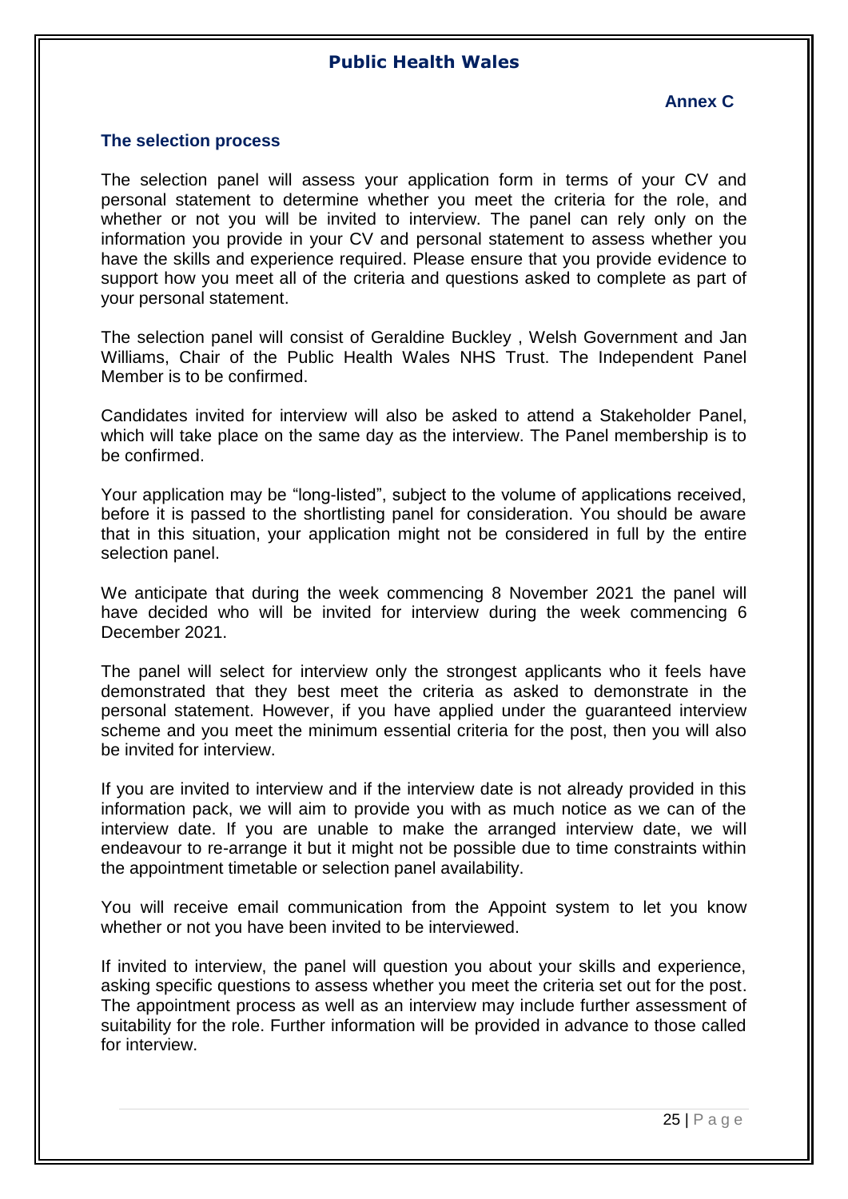**Annex C**

### The selection process

The selection panel will assess your application form in terms of your CV and personal statement to determine whether you meet the criteria for the role, and whether or not you will be invited to interview. The panel can rely only on the information you provide in your CV and personal statement to assess whether you have the skills and experience required. Please ensure that you provide evidence to support how you meet all of the criteria and questions asked to complete as part of your personal statement.

The selection panel will consist of Geraldine Buckley , Welsh Government and Jan Williams, Chair of the Public Health Wales NHS Trust. The Independent Panel Member is to be confirmed.

Candidates invited for interview will also be asked to attend a Stakeholder Panel, which will take place on the same day as the interview. The Panel membership is to be confirmed.

Your application may be "long-listed", subject to the volume of applications received, before it is passed to the shortlisting panel for consideration. You should be aware that in this situation, your application might not be considered in full by the entire selection panel.

We anticipate that during the week commencing 8 November 2021 the panel will have decided who will be invited for interview during the week commencing 6 December 2021.

The panel will select for interview only the strongest applicants who it feels have demonstrated that they best meet the criteria as asked to demonstrate in the personal statement. However, if you have applied under the guaranteed interview scheme and you meet the minimum essential criteria for the post, then you will also be invited for interview.

If you are invited to interview and if the interview date is not already provided in this information pack, we will aim to provide you with as much notice as we can of the interview date. If you are unable to make the arranged interview date, we will endeavour to re-arrange it but it might not be possible due to time constraints within the appointment timetable or selection panel availability.

You will receive email communication from the Appoint system to let you know whether or not you have been invited to be interviewed.

If invited to interview, the panel will question you about your skills and experience, asking specific questions to assess whether you meet the criteria set out for the post. The appointment process as well as an interview may include further assessment of suitability for the role. Further information will be provided in advance to those called for interview.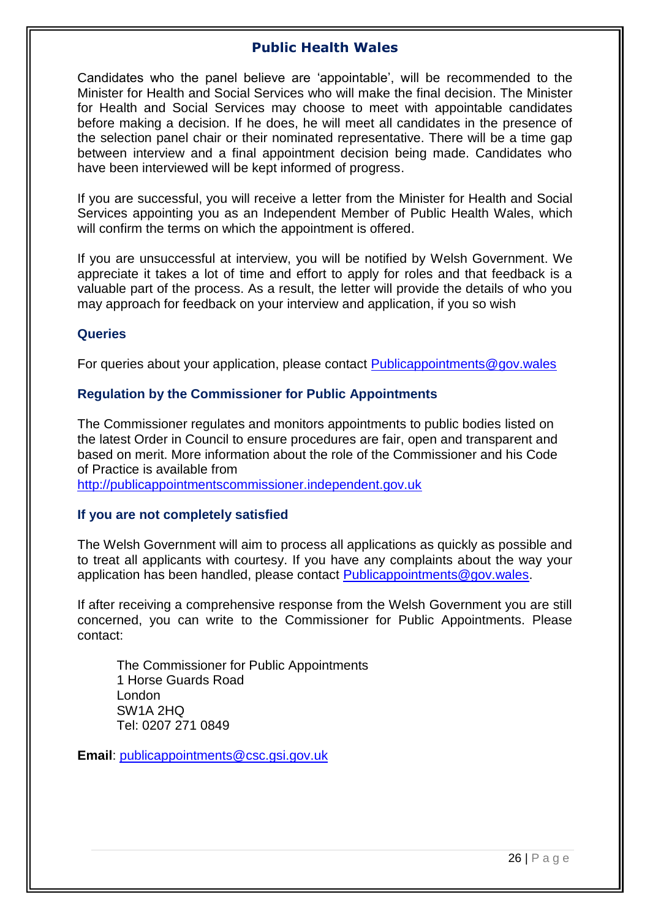Candidates who the panel believe are 'appointable', will be recommended to the Minister for Health and Social Services who will make the final decision. The Minister for Health and Social Services may choose to meet with appointable candidates before making a decision. If he does, he will meet all candidates in the presence of the selection panel chair or their nominated representative. There will be a time gap between interview and a final appointment decision being made. Candidates who have been interviewed will be kept informed of progress.

If you are successful, you will receive a letter from the Minister for Health and Social Services appointing you as an Independent Member of Public Health Wales, which will confirm the terms on which the appointment is offered.

If you are unsuccessful at interview, you will be notified by Welsh Government. We appreciate it takes a lot of time and effort to apply for roles and that feedback is a valuable part of the process. As a result, the letter will provide the details of who you may approach for feedback on your interview and application, if you so wish

### Queries

For queries about your application, please contact Publicappointments@gov.wales

### Regulation by the Commissioner for Public Appointments

The Commissioner regulates and monitors appointments to public bodies listed on the latest Order in Council to ensure procedures are fair, open and transparent and based on merit. More information about the role of the Commissioner and his Code of Practice is available from http://publicappointmentscommissioner.independent.gov.uk

### If you are not completely satisfied

The Welsh Government will aim to process all applications as quickly as possible and to treat all applicants with courtesy. If you have any complaints about the way your application has been handled, please contact Publicappointments@gov.wales.

If after receiving a comprehensive response from the Welsh Government you are still concerned, you can write to the Commissioner for Public Appointments. Please contact:

The Commissioner for Public Appointments
1 Horse Guards Road
London
SW1A 2HQ
Tel: 0207 271 0849

**Email**: publicappointments@csc.gsi.gov.uk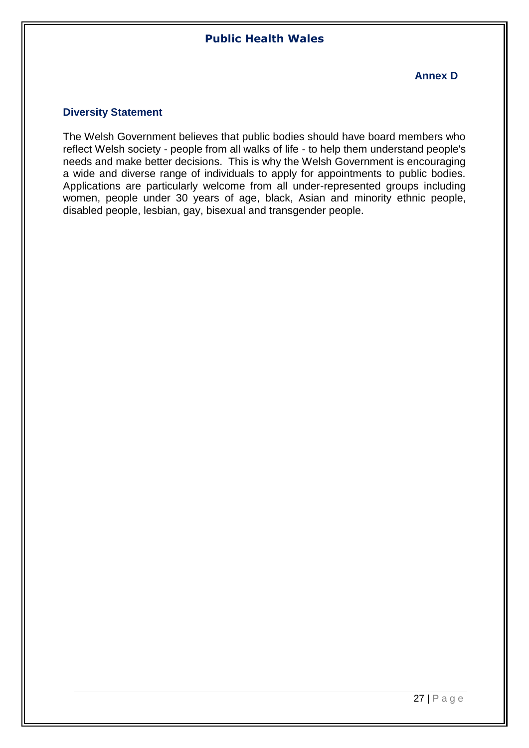**Annex D**

## Diversity Statement

The Welsh Government believes that public bodies should have board members who reflect Welsh society - people from all walks of life - to help them understand people's needs and make better decisions. This is why the Welsh Government is encouraging a wide and diverse range of individuals to apply for appointments to public bodies. Applications are particularly welcome from all under-represented groups including women, people under 30 years of age, black, Asian and minority ethnic people, disabled people, lesbian, gay, bisexual and transgender people.